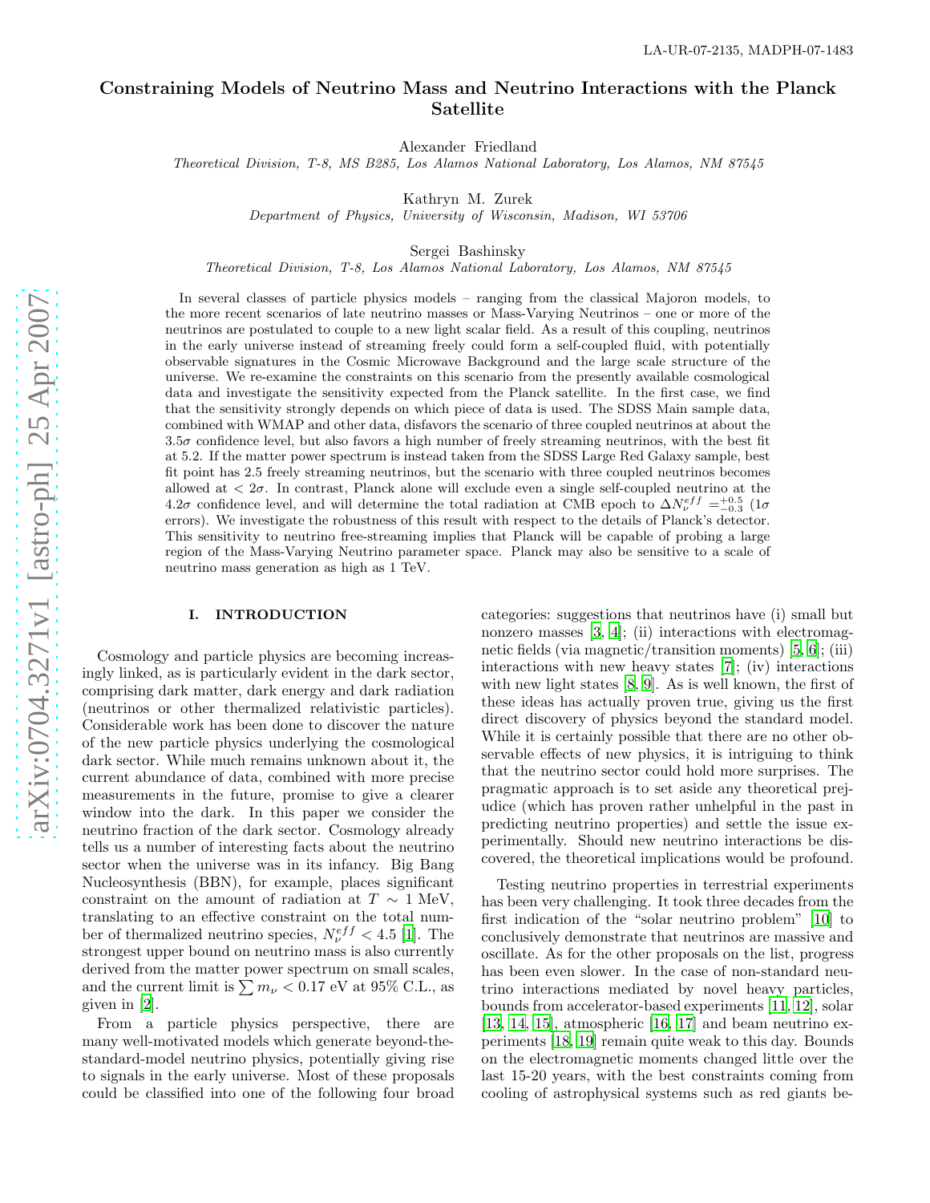LA-UR-07-2135, MADPH-07-1483

# Constraining Models of Neutrino Mass and Neutrino Interactions with the Planck Satellite

Alexander Friedland

*Theoretical Division, T-8, MS B285, Los Alamos National Laboratory, Los Alamos, NM 87545*

Kathryn M. Zurek

*Department of Physics, University of Wisconsin, Madison, WI 53706*

Sergei Bashinsky

*Theoretical Division, T-8, Los Alamos National Laboratory, Los Alamos, NM 87545*

In several classes of particle physics models – ranging from the classical Majoron models, to the more recent scenarios of late neutrino masses or Mass-Varying Neutrinos – one or more of the neutrinos are postulated to couple to a new light scalar field. As a result of this coupling, neutrinos in the early universe instead of streaming freely could form a self-coupled fluid, with potentially observable signatures in the Cosmic Microwave Background and the large scale structure of the universe. We re-examine the constraints on this scenario from the presently available cosmological data and investigate the sensitivity expected from the Planck satellite. In the first case, we find that the sensitivity strongly depends on which piece of data is used. The SDSS Main sample data, combined with WMAP and other data, disfavors the scenario of three coupled neutrinos at about the $3.5\sigma$ confidence level, but also favors a high number of freely streaming neutrinos, with the best fit at 5.2. If the matter power spectrum is instead taken from the SDSS Large Red Galaxy sample, best fit point has 2.5 freely streaming neutrinos, but the scenario with three coupled neutrinos becomes allowed at $< 2\sigma$. In contrast, Planck alone will exclude even a single self-coupled neutrino at the $4.2\sigma$ confidence level, and will determine the total radiation at CMB epoch to $\Delta N_\nu^{eff} = ^{+0.5}_{-0.3}$ ($1\sigma$ errors). We investigate the robustness of this result with respect to the details of Planck's detector. This sensitivity to neutrino free-streaming implies that Planck will be capable of probing a large region of the Mass-Varying Neutrino parameter space. Planck may also be sensitive to a scale of neutrino mass generation as high as 1 TeV.

## I. INTRODUCTION

Cosmology and particle physics are becoming increasingly linked, as is particularly evident in the dark sector, comprising dark matter, dark energy and dark radiation (neutrinos or other thermalized relativistic particles). Considerable work has been done to discover the nature of the new particle physics underlying the cosmological dark sector. While much remains unknown about it, the current abundance of data, combined with more precise measurements in the future, promise to give a clearer window into the dark. In this paper we consider the neutrino fraction of the dark sector. Cosmology already tells us a number of interesting facts about the neutrino sector when the universe was in its infancy. Big Bang Nucleosynthesis (BBN), for example, places significant constraint on the amount of radiation at $T \sim 1$ MeV, translating to an effective constraint on the total number of thermalized neutrino species, $N_\nu^{eff} < 4.5$ [1]. The strongest upper bound on neutrino mass is also currently derived from the matter power spectrum on small scales, and the current limit is $\sum m_\nu < 0.17$ eV at 95% C.L., as given in [2].

From a particle physics perspective, there are many well-motivated models which generate beyond-the-standard-model neutrino physics, potentially giving rise to signals in the early universe. Most of these proposals could be classified into one of the following four broad categories: suggestions that neutrinos have (i) small but nonzero masses [3, 4]; (ii) interactions with electromagnetic fields (via magnetic/transition moments) [5, 6]; (iii) interactions with new heavy states [7]; (iv) interactions with new light states [8, 9]. As is well known, the first of these ideas has actually proven true, giving us the first direct discovery of physics beyond the standard model. While it is certainly possible that there are no other observable effects of new physics, it is intriguing to think that the neutrino sector could hold more surprises. The pragmatic approach is to set aside any theoretical prejudice (which has proven rather unhelpful in the past in predicting neutrino properties) and settle the issue experimentally. Should new neutrino interactions be discovered, the theoretical implications would be profound.

Testing neutrino properties in terrestrial experiments has been very challenging. It took three decades from the first indication of the "solar neutrino problem" [10] to conclusively demonstrate that neutrinos are massive and oscillate. As for the other proposals on the list, progress has been even slower. In the case of non-standard neutrino interactions mediated by novel heavy particles, bounds from accelerator-based experiments [11, 12], solar [13, 14, 15], atmospheric [16, 17] and beam neutrino experiments [18, 19] remain quite weak to this day. Bounds on the electromagnetic moments changed little over the last 15-20 years, with the best constraints coming from cooling of astrophysical systems such as red giants be-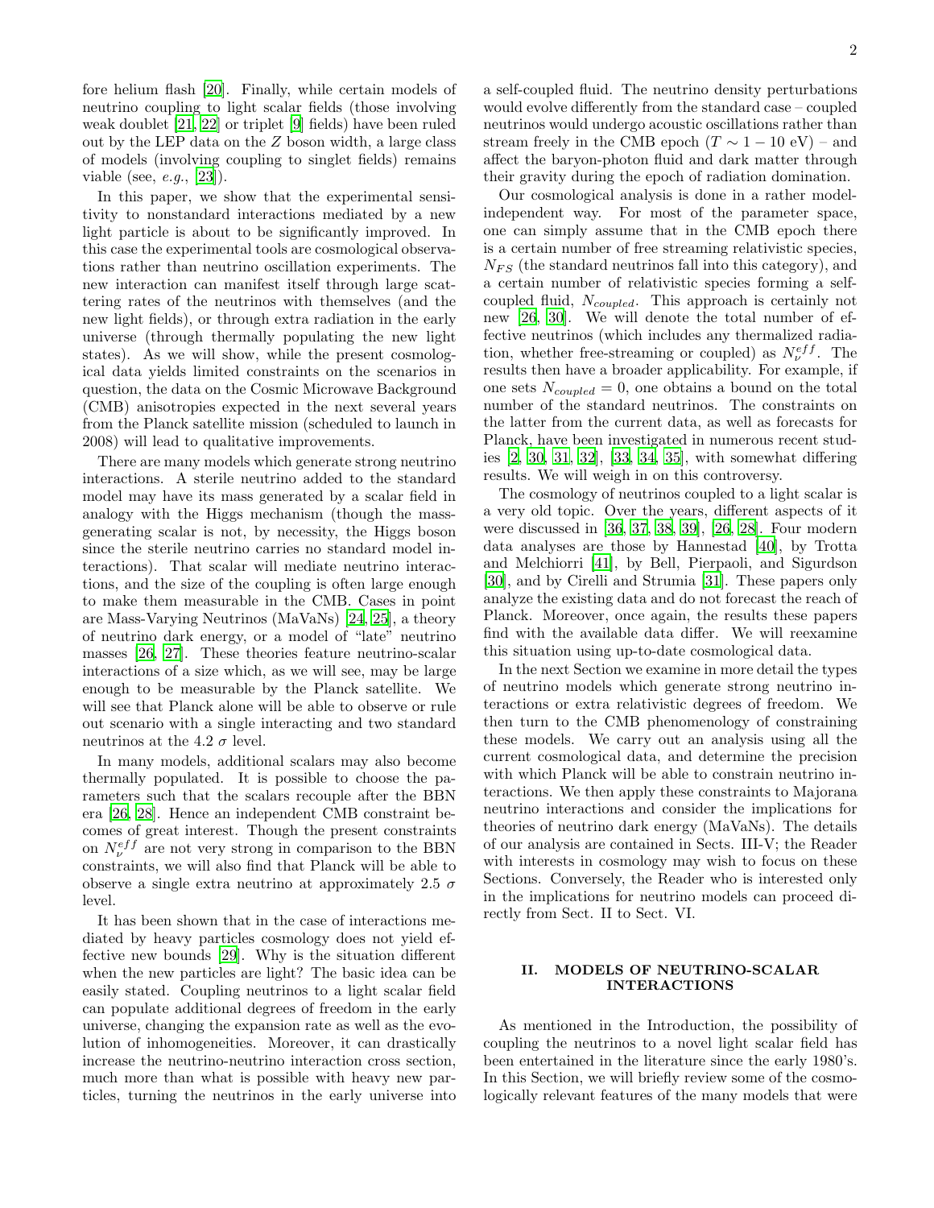fore helium flash [20]. Finally, while certain models of neutrino coupling to light scalar fields (those involving weak doublet [21, 22] or triplet [9] fields) have been ruled out by the LEP data on the $Z$ boson width, a large class of models (involving coupling to singlet fields) remains viable (see, *e.g.*, [23]).

In this paper, we show that the experimental sensitivity to nonstandard interactions mediated by a new light particle is about to be significantly improved. In this case the experimental tools are cosmological observations rather than neutrino oscillation experiments. The new interaction can manifest itself through large scattering rates of the neutrinos with themselves (and the new light fields), or through extra radiation in the early universe (through thermally populating the new light states). As we will show, while the present cosmological data yields limited constraints on the scenarios in question, the data on the Cosmic Microwave Background (CMB) anisotropies expected in the next several years from the Planck satellite mission (scheduled to launch in 2008) will lead to qualitative improvements.

There are many models which generate strong neutrino interactions. A sterile neutrino added to the standard model may have its mass generated by a scalar field in analogy with the Higgs mechanism (though the mass-generating scalar is not, by necessity, the Higgs boson since the sterile neutrino carries no standard model interactions). That scalar will mediate neutrino interactions, and the size of the coupling is often large enough to make them measurable in the CMB. Cases in point are Mass-Varying Neutrinos (MaVaNs) [24, 25], a theory of neutrino dark energy, or a model of "late" neutrino masses [26, 27]. These theories feature neutrino-scalar interactions of a size which, as we will see, may be large enough to be measurable by the Planck satellite. We will see that Planck alone will be able to observe or rule out scenario with a single interacting and two standard neutrinos at the 4.2 $\sigma$ level.

In many models, additional scalars may also become thermally populated. It is possible to choose the parameters such that the scalars recouple after the BBN era [26, 28]. Hence an independent CMB constraint becomes of great interest. Though the present constraints on $N_\nu^{eff}$ are not very strong in comparison to the BBN constraints, we will also find that Planck will be able to observe a single extra neutrino at approximately 2.5 $\sigma$ level.

It has been shown that in the case of interactions mediated by heavy particles cosmology does not yield effective new bounds [29]. Why is the situation different when the new particles are light? The basic idea can be easily stated. Coupling neutrinos to a light scalar field can populate additional degrees of freedom in the early universe, changing the expansion rate as well as the evolution of inhomogeneities. Moreover, it can drastically increase the neutrino-neutrino interaction cross section, much more than what is possible with heavy new particles, turning the neutrinos in the early universe into a self-coupled fluid. The neutrino density perturbations would evolve differently from the standard case – coupled neutrinos would undergo acoustic oscillations rather than stream freely in the CMB epoch ($T \sim 1-10$ eV) – and affect the baryon-photon fluid and dark matter through their gravity during the epoch of radiation domination.

Our cosmological analysis is done in a rather model-independent way. For most of the parameter space, one can simply assume that in the CMB epoch there is a certain number of free streaming relativistic species, $N_{FS}$ (the standard neutrinos fall into this category), and a certain number of relativistic species forming a self-coupled fluid, $N_{coupled}$. This approach is certainly not new [26, 30]. We will denote the total number of effective neutrinos (which includes any thermalized radiation, whether free-streaming or coupled) as $N_\nu^{eff}$. The results then have a broader applicability. For example, if one sets $N_{coupled} = 0$, one obtains a bound on the total number of the standard neutrinos. The constraints on the latter from the current data, as well as forecasts for Planck, have been investigated in numerous recent studies [2, 30, 31, 32], [33, 34, 35], with somewhat differing results. We will weigh in on this controversy.

The cosmology of neutrinos coupled to a light scalar is a very old topic. Over the years, different aspects of it were discussed in [36, 37, 38, 39], [26, 28]. Four modern data analyses are those by Hannestad [40], by Trotta and Melchiorri [41], by Bell, Pierpaoli, and Sigurdson [30], and by Cirelli and Strumia [31]. These papers only analyze the existing data and do not forecast the reach of Planck. Moreover, once again, the results these papers find with the available data differ. We will reexamine this situation using up-to-date cosmological data.

In the next Section we examine in more detail the types of neutrino models which generate strong neutrino interactions or extra relativistic degrees of freedom. We then turn to the CMB phenomenology of constraining these models. We carry out an analysis using all the current cosmological data, and determine the precision with which Planck will be able to constrain neutrino interactions. We then apply these constraints to Majorana neutrino interactions and consider the implications for theories of neutrino dark energy (MaVaNs). The details of our analysis are contained in Sects. III-V; the Reader with interests in cosmology may wish to focus on these Sections. Conversely, the Reader who is interested only in the implications for neutrino models can proceed directly from Sect. II to Sect. VI.

## II. MODELS OF NEUTRINO-SCALAR INTERACTIONS

As mentioned in the Introduction, the possibility of coupling the neutrinos to a novel light scalar field has been entertained in the literature since the early 1980's. In this Section, we will briefly review some of the cosmologically relevant features of the many models that were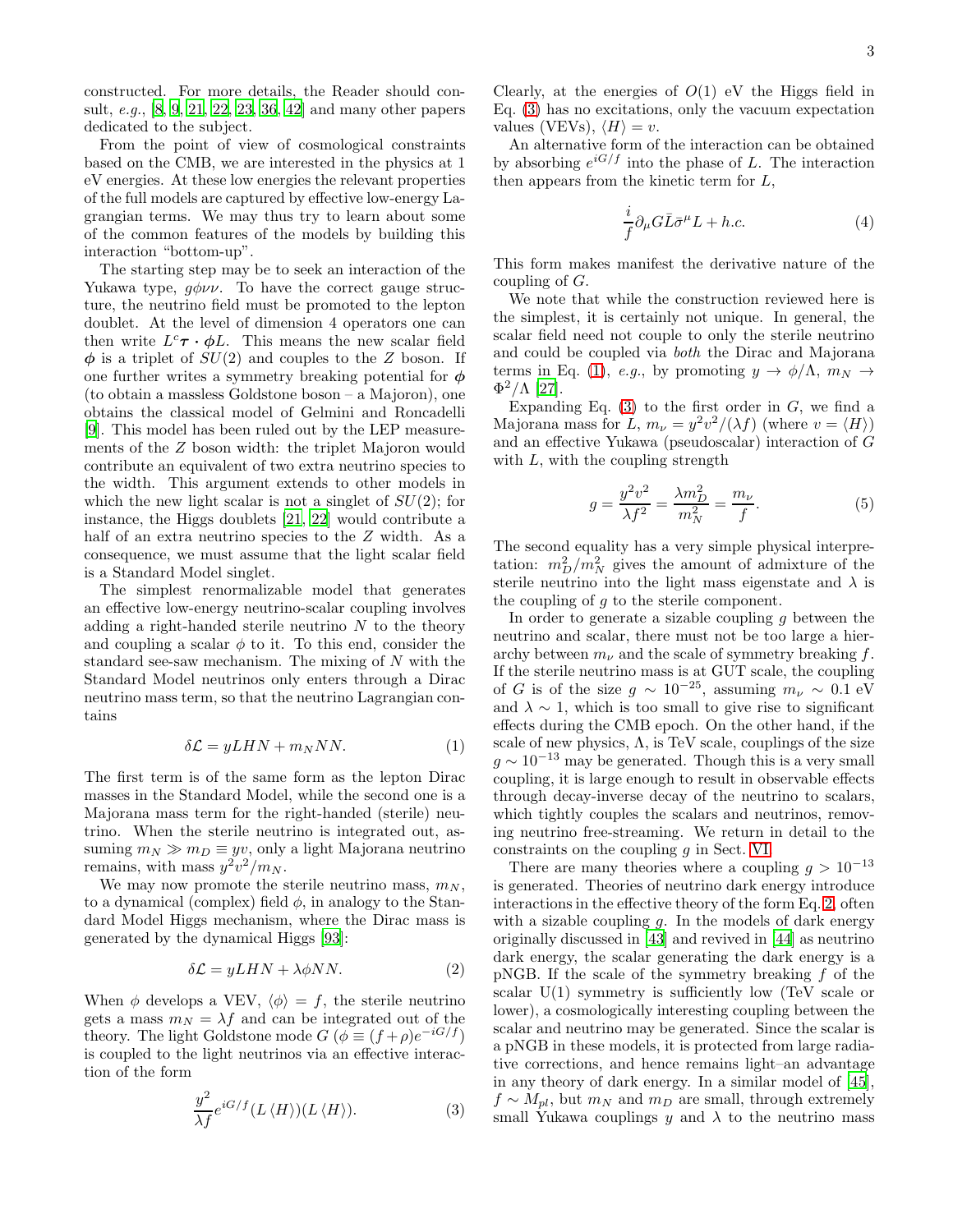constructed. For more details, the Reader should consult, *e.g.*, [8, 9, 21, 22, 23, 36, 42] and many other papers dedicated to the subject.

From the point of view of cosmological constraints based on the CMB, we are interested in the physics at 1 eV energies. At these low energies the relevant properties of the full models are captured by effective low-energy Lagrangian terms. We may thus try to learn about some of the common features of the models by building this interaction "bottom-up".

The starting step may be to seek an interaction of the Yukawa type, $g\phi\nu\nu$. To have the correct gauge structure, the neutrino field must be promoted to the lepton doublet. At the level of dimension 4 operators one can then write $L^c \boldsymbol{\tau}\cdot\boldsymbol{\phi} L$. This means the new scalar field $\boldsymbol{\phi}$ is a triplet of $SU(2)$ and couples to the $Z$ boson. If one further writes a symmetry breaking potential for $\boldsymbol{\phi}$ (to obtain a massless Goldstone boson – a Majoron), one obtains the classical model of Gelmini and Roncadelli [9]. This model has been ruled out by the LEP measurements of the $Z$ boson width: the triplet Majoron would contribute an equivalent of two extra neutrino species to the width. This argument extends to other models in which the new light scalar is not a singlet of $SU(2)$; for instance, the Higgs doublets [21, 22] would contribute a half of an extra neutrino species to the $Z$ width. As a consequence, we must assume that the light scalar field is a Standard Model singlet.

The simplest renormalizable model that generates an effective low-energy neutrino-scalar coupling involves adding a right-handed sterile neutrino $N$ to the theory and coupling a scalar $\phi$ to it. To this end, consider the standard see-saw mechanism. The mixing of $N$ with the Standard Model neutrinos only enters through a Dirac neutrino mass term, so that the neutrino Lagrangian contains

$$\delta\mathcal{L} = yLHN + m_N NN. \tag{1}$$

The first term is of the same form as the lepton Dirac masses in the Standard Model, while the second one is a Majorana mass term for the right-handed (sterile) neutrino. When the sterile neutrino is integrated out, assuming $m_N \gg m_D \equiv yv$, only a light Majorana neutrino remains, with mass $y^2v^2/m_N$.

We may now promote the sterile neutrino mass, $m_N$, to a dynamical (complex) field $\phi$, in analogy to the Standard Model Higgs mechanism, where the Dirac mass is generated by the dynamical Higgs [93]:

$$\delta\mathcal{L} = yLHN + \lambda\phi NN. \tag{2}$$

When $\phi$ develops a VEV, $\langle\phi\rangle = f$, the sterile neutrino gets a mass $m_N = \lambda f$ and can be integrated out of the theory. The light Goldstone mode $G$ ($\phi \equiv (f+\rho)e^{-iG/f}$) is coupled to the light neutrinos via an effective interaction of the form

$$\frac{y^2}{\lambda f} e^{iG/f} (L\langle H\rangle)(L\langle H\rangle). \tag{3}$$

Clearly, at the energies of $O(1)$ eV the Higgs field in Eq. (3) has no excitations, only the vacuum expectation values (VEVs), $\langle H\rangle = v$.

An alternative form of the interaction can be obtained by absorbing $e^{iG/f}$ into the phase of $L$. The interaction then appears from the kinetic term for $L$,

$$\frac{i}{f}\partial_\mu G \bar{L}\bar{\sigma}^\mu L + h.c. \tag{4}$$

This form makes manifest the derivative nature of the coupling of $G$.

We note that while the construction reviewed here is the simplest, it is certainly not unique. In general, the scalar field need not couple to only the sterile neutrino and could be coupled via *both* the Dirac and Majorana terms in Eq. (1), *e.g.*, by promoting $y \to \phi/\Lambda$, $m_N \to \Phi^2/\Lambda$ [27].

Expanding Eq. (3) to the first order in $G$, we find a Majorana mass for $L$, $m_\nu = y^2v^2/(\lambda f)$ (where $v = \langle H\rangle$) and an effective Yukawa (pseudoscalar) interaction of $G$ with $L$, with the coupling strength

$$g = \frac{y^2v^2}{\lambda f^2} = \frac{\lambda m_D^2}{m_N^2} = \frac{m_\nu}{f}. \tag{5}$$

The second equality has a very simple physical interpretation: $m_D^2/m_N^2$ gives the amount of admixture of the sterile neutrino into the light mass eigenstate and $\lambda$ is the coupling of $g$ to the sterile component.

In order to generate a sizable coupling $g$ between the neutrino and scalar, there must not be too large a hierarchy between $m_\nu$ and the scale of symmetry breaking $f$. If the sterile neutrino mass is at GUT scale, the coupling of $G$ is of the size $g \sim 10^{-25}$, assuming $m_\nu \sim 0.1$ eV and $\lambda \sim 1$, which is too small to give rise to significant effects during the CMB epoch. On the other hand, if the scale of new physics, $\Lambda$, is TeV scale, couplings of the size $g \sim 10^{-13}$ may be generated. Though this is a very small coupling, it is large enough to result in observable effects through decay-inverse decay of the neutrino to scalars, which tightly couples the scalars and neutrinos, removing neutrino free-streaming. We return in detail to the constraints on the coupling $g$ in Sect. VI.

There are many theories where a coupling $g > 10^{-13}$ is generated. Theories of neutrino dark energy introduce interactions in the effective theory of the form Eq. 2, often with a sizable coupling $g$. In the models of dark energy originally discussed in [43] and revived in [44] as neutrino dark energy, the scalar generating the dark energy is a pNGB. If the scale of the symmetry breaking $f$ of the scalar U(1) symmetry is sufficiently low (TeV scale or lower), a cosmologically interesting coupling between the scalar and neutrino may be generated. Since the scalar is a pNGB in these models, it is protected from large radiative corrections, and hence remains light–an advantage in any theory of dark energy. In a similar model of [45], $f \sim M_{pl}$, but $m_N$ and $m_D$ are small, through extremely small Yukawa couplings $y$ and $\lambda$ to the neutrino mass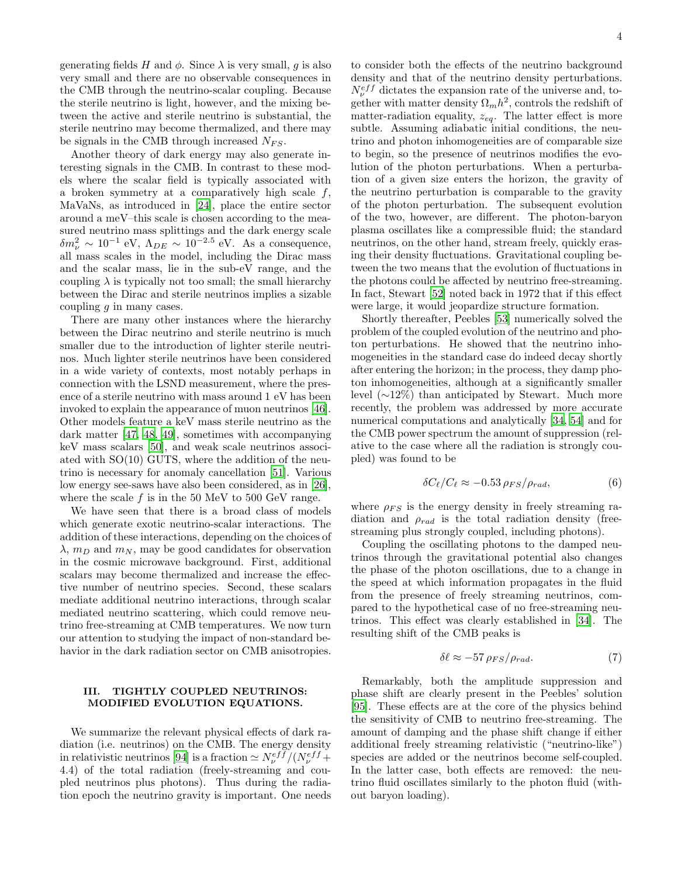generating fields $H$ and $\phi$. Since $\lambda$ is very small, $g$ is also very small and there are no observable consequences in the CMB through the neutrino-scalar coupling. Because the sterile neutrino is light, however, and the mixing between the active and sterile neutrino is substantial, the sterile neutrino may become thermalized, and there may be signals in the CMB through increased $N_{FS}$.

Another theory of dark energy may also generate interesting signals in the CMB. In contrast to these models where the scalar field is typically associated with a broken symmetry at a comparatively high scale $f$, MaVaNs, as introduced in [24], place the entire sector around a meV–this scale is chosen according to the measured neutrino mass splittings and the dark energy scale $\delta m_\nu^2 \sim 10^{-1}$ eV, $\Lambda_{DE} \sim 10^{-2.5}$ eV. As a consequence, all mass scales in the model, including the Dirac mass and the scalar mass, lie in the sub-eV range, and the coupling $\lambda$ is typically not too small; the small hierarchy between the Dirac and sterile neutrinos implies a sizable coupling $g$ in many cases.

There are many other instances where the hierarchy between the Dirac neutrino and sterile neutrino is much smaller due to the introduction of lighter sterile neutrinos. Much lighter sterile neutrinos have been considered in a wide variety of contexts, most notably perhaps in connection with the LSND measurement, where the presence of a sterile neutrino with mass around 1 eV has been invoked to explain the appearance of muon neutrinos [46]. Other models feature a keV mass sterile neutrino as the dark matter [47, 48, 49], sometimes with accompanying keV mass scalars [50], and weak scale neutrinos associated with SO(10) GUTS, where the addition of the neutrino is necessary for anomaly cancellation [51]. Various low energy see-saws have also been considered, as in [26], where the scale $f$ is in the 50 MeV to 500 GeV range.

We have seen that there is a broad class of models which generate exotic neutrino-scalar interactions. The addition of these interactions, depending on the choices of $\lambda$, $m_D$ and $m_N$, may be good candidates for observation in the cosmic microwave background. First, additional scalars may become thermalized and increase the effective number of neutrino species. Second, these scalars mediate additional neutrino interactions, through scalar mediated neutrino scattering, which could remove neutrino free-streaming at CMB temperatures. We now turn our attention to studying the impact of non-standard behavior in the dark radiation sector on CMB anisotropies.

## III. TIGHTLY COUPLED NEUTRINOS: MODIFIED EVOLUTION EQUATIONS.

We summarize the relevant physical effects of dark radiation (i.e. neutrinos) on the CMB. The energy density in relativistic neutrinos [94] is a fraction $\simeq N_\nu^{eff}/(N_\nu^{eff}+4.4)$ of the total radiation (freely-streaming and coupled neutrinos plus photons). Thus during the radiation epoch the neutrino gravity is important. One needs to consider both the effects of the neutrino background density and that of the neutrino density perturbations. $N_\nu^{eff}$ dictates the expansion rate of the universe and, together with matter density $\Omega_m h^2$, controls the redshift of matter-radiation equality, $z_{eq}$. The latter effect is more subtle. Assuming adiabatic initial conditions, the neutrino and photon inhomogeneities are of comparable size to begin, so the presence of neutrinos modifies the evolution of the photon perturbations. When a perturbation of a given size enters the horizon, the gravity of the neutrino perturbation is comparable to the gravity of the photon perturbation. The subsequent evolution of the two, however, are different. The photon-baryon plasma oscillates like a compressible fluid; the standard neutrinos, on the other hand, stream freely, quickly erasing their density fluctuations. Gravitational coupling between the two means that the evolution of fluctuations in the photons could be affected by neutrino free-streaming. In fact, Stewart [52] noted back in 1972 that if this effect were large, it would jeopardize structure formation.

Shortly thereafter, Peebles [53] numerically solved the problem of the coupled evolution of the neutrino and photon perturbations. He showed that the neutrino inhomogeneities in the standard case do indeed decay shortly after entering the horizon; in the process, they damp photon inhomogeneities, although at a significantly smaller level ($\sim$12%) than anticipated by Stewart. Much more recently, the problem was addressed by more accurate numerical computations and analytically [34, 54] and for the CMB power spectrum the amount of suppression (relative to the case where all the radiation is strongly coupled) was found to be

$$\delta C_\ell / C_\ell \approx -0.53\, \rho_{FS}/\rho_{rad}, \tag{6}$$

where $\rho_{FS}$ is the energy density in freely streaming radiation and $\rho_{rad}$ is the total radiation density (free-streaming plus strongly coupled, including photons).

Coupling the oscillating photons to the damped neutrinos through the gravitational potential also changes the phase of the photon oscillations, due to a change in the speed at which information propagates in the fluid from the presence of freely streaming neutrinos, compared to the hypothetical case of no free-streaming neutrinos. This effect was clearly established in [34]. The resulting shift of the CMB peaks is

$$\delta\ell \approx -57\, \rho_{FS}/\rho_{rad}. \tag{7}$$

Remarkably, both the amplitude suppression and phase shift are clearly present in the Peebles' solution [95]. These effects are at the core of the physics behind the sensitivity of CMB to neutrino free-streaming. The amount of damping and the phase shift change if either additional freely streaming relativistic ("neutrino-like") species are added or the neutrinos become self-coupled. In the latter case, both effects are removed: the neutrino fluid oscillates similarly to the photon fluid (without baryon loading).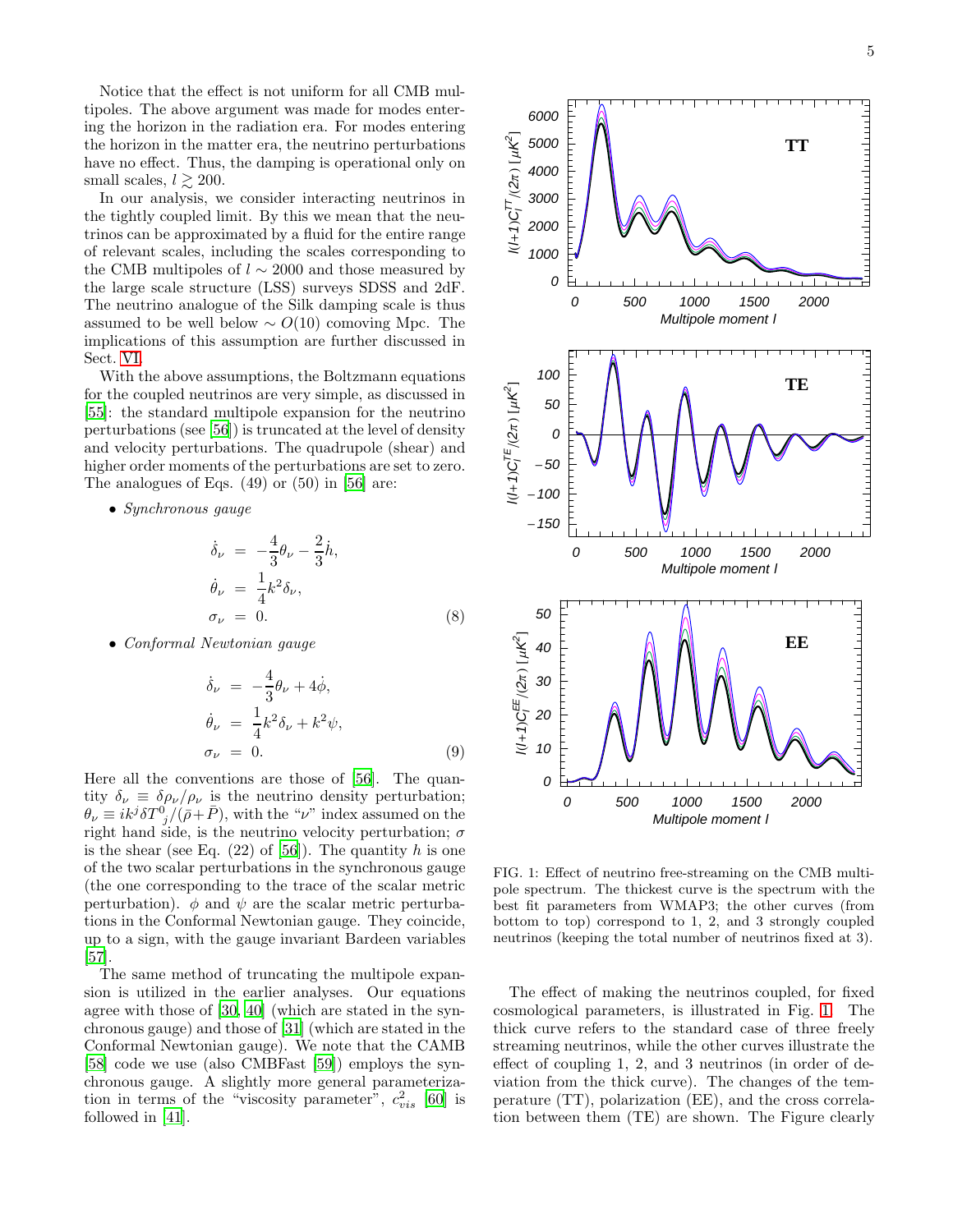Notice that the effect is not uniform for all CMB multipoles. The above argument was made for modes entering the horizon in the radiation era. For modes entering the horizon in the matter era, the neutrino perturbations have no effect. Thus, the damping is operational only on small scales, $l \gtrsim 200$.

In our analysis, we consider interacting neutrinos in the tightly coupled limit. By this we mean that the neutrinos can be approximated by a fluid for the entire range of relevant scales, including the scales corresponding to the CMB multipoles of $l \sim 2000$ and those measured by the large scale structure (LSS) surveys SDSS and 2dF. The neutrino analogue of the Silk damping scale is thus assumed to be well below $\sim O(10)$ comoving Mpc. The implications of this assumption are further discussed in Sect. VI.

With the above assumptions, the Boltzmann equations for the coupled neutrinos are very simple, as discussed in [55]: the standard multipole expansion for the neutrino perturbations (see [56]) is truncated at the level of density and velocity perturbations. The quadrupole (shear) and higher order moments of the perturbations are set to zero. The analogues of Eqs. (49) or (50) in [56] are:

- *Synchronous gauge*

$$
\begin{aligned}
\dot{\delta}_\nu &= -\frac{4}{3}\theta_\nu - \frac{2}{3}\dot{h}, \\
\dot{\theta}_\nu &= \frac{1}{4}k^2\delta_\nu, \\
\sigma_\nu &= 0.
\end{aligned}
\tag{8}
$$

- *Conformal Newtonian gauge*

$$
\begin{aligned}
\dot{\delta}_\nu &= -\frac{4}{3}\theta_\nu + 4\dot{\phi}, \\
\dot{\theta}_\nu &= \frac{1}{4}k^2\delta_\nu + k^2\psi, \\
\sigma_\nu &= 0.
\end{aligned}
\tag{9}
$$

Here all the conventions are those of [56]. The quantity $\delta_\nu \equiv \delta\rho_\nu/\rho_\nu$ is the neutrino density perturbation; $\theta_\nu \equiv ik^j \delta T^0_{\ j}/(\bar{\rho}+\bar{P})$, with the "$\nu$" index assumed on the right hand side, is the neutrino velocity perturbation; $\sigma$ is the shear (see Eq. (22) of [56]). The quantity $h$ is one of the two scalar perturbations in the synchronous gauge (the one corresponding to the trace of the scalar metric perturbation). $\phi$ and $\psi$ are the scalar metric perturbations in the Conformal Newtonian gauge. They coincide, up to a sign, with the gauge invariant Bardeen variables [57].

The same method of truncating the multipole expansion is utilized in the earlier analyses. Our equations agree with those of [30, 40] (which are stated in the synchronous gauge) and those of [31] (which are stated in the Conformal Newtonian gauge). We note that the CAMB [58] code we use (also CMBFast [59]) employs the synchronous gauge. A slightly more general parameterization in terms of the "viscosity parameter", $c^2_{vis}$ [60] is followed in [41].

FIG. 1: Effect of neutrino free-streaming on the CMB multipole spectrum. The thickest curve is the spectrum with the best fit parameters from WMAP3; the other curves (from bottom to top) correspond to 1, 2, and 3 strongly coupled neutrinos (keeping the total number of neutrinos fixed at 3).

The effect of making the neutrinos coupled, for fixed cosmological parameters, is illustrated in Fig. 1. The thick curve refers to the standard case of three freely streaming neutrinos, while the other curves illustrate the effect of coupling 1, 2, and 3 neutrinos (in order of deviation from the thick curve). The changes of the temperature (TT), polarization (EE), and the cross correlation between them (TE) are shown. The Figure clearly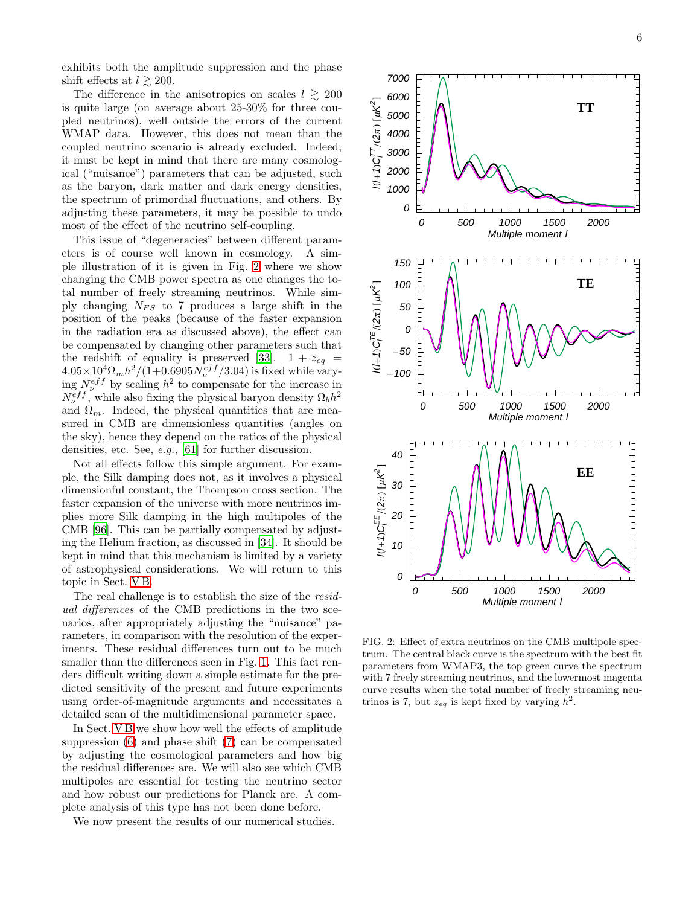exhibits both the amplitude suppression and the phase shift effects at $l \gtrsim 200$.

The difference in the anisotropies on scales $l \gtrsim 200$ is quite large (on average about 25-30% for three coupled neutrinos), well outside the errors of the current WMAP data. However, this does not mean than the coupled neutrino scenario is already excluded. Indeed, it must be kept in mind that there are many cosmological ("nuisance") parameters that can be adjusted, such as the baryon, dark matter and dark energy densities, the spectrum of primordial fluctuations, and others. By adjusting these parameters, it may be possible to undo most of the effect of the neutrino self-coupling.

This issue of "degeneracies" between different parameters is of course well known in cosmology. A simple illustration of it is given in Fig. 2 where we show changing the CMB power spectra as one changes the total number of freely streaming neutrinos. While simply changing $N_{FS}$ to 7 produces a large shift in the position of the peaks (because of the faster expansion in the radiation era as discussed above), the effect can be compensated by changing other parameters such that the redshift of equality is preserved [33]. $1 + z_{eq} = 4.05\times10^4 \Omega_m h^2/(1+0.6905 N_\nu^{eff}/3.04)$ is fixed while varying $N_\nu^{eff}$ by scaling $h^2$ to compensate for the increase in $N_\nu^{eff}$, while also fixing the physical baryon density $\Omega_b h^2$ and $\Omega_m$. Indeed, the physical quantities that are measured in CMB are dimensionless quantities (angles on the sky), hence they depend on the ratios of the physical densities, etc. See, *e.g.*, [61] for further discussion.

Not all effects follow this simple argument. For example, the Silk damping does not, as it involves a physical dimensionful constant, the Thompson cross section. The faster expansion of the universe with more neutrinos implies more Silk damping in the high multipoles of the CMB [96]. This can be partially compensated by adjusting the Helium fraction, as discussed in [34]. It should be kept in mind that this mechanism is limited by a variety of astrophysical considerations. We will return to this topic in Sect. V B.

The real challenge is to establish the size of the *residual differences* of the CMB predictions in the two scenarios, after appropriately adjusting the "nuisance" parameters, in comparison with the resolution of the experiments. These residual differences turn out to be much smaller than the differences seen in Fig. 1. This fact renders difficult writing down a simple estimate for the predicted sensitivity of the present and future experiments using order-of-magnitude arguments and necessitates a detailed scan of the multidimensional parameter space.

In Sect. V B we show how well the effects of amplitude suppression (6) and phase shift (7) can be compensated by adjusting the cosmological parameters and how big the residual differences are. We will also see which CMB multipoles are essential for testing the neutrino sector and how robust our predictions for Planck are. A complete analysis of this type has not been done before.

We now present the results of our numerical studies.

FIG. 2: Effect of extra neutrinos on the CMB multipole spectrum. The central black curve is the spectrum with the best fit parameters from WMAP3, the top green curve the spectrum with 7 freely streaming neutrinos, and the lowermost magenta curve results when the total number of freely streaming neutrinos is 7, but $z_{eq}$ is kept fixed by varying $h^2$.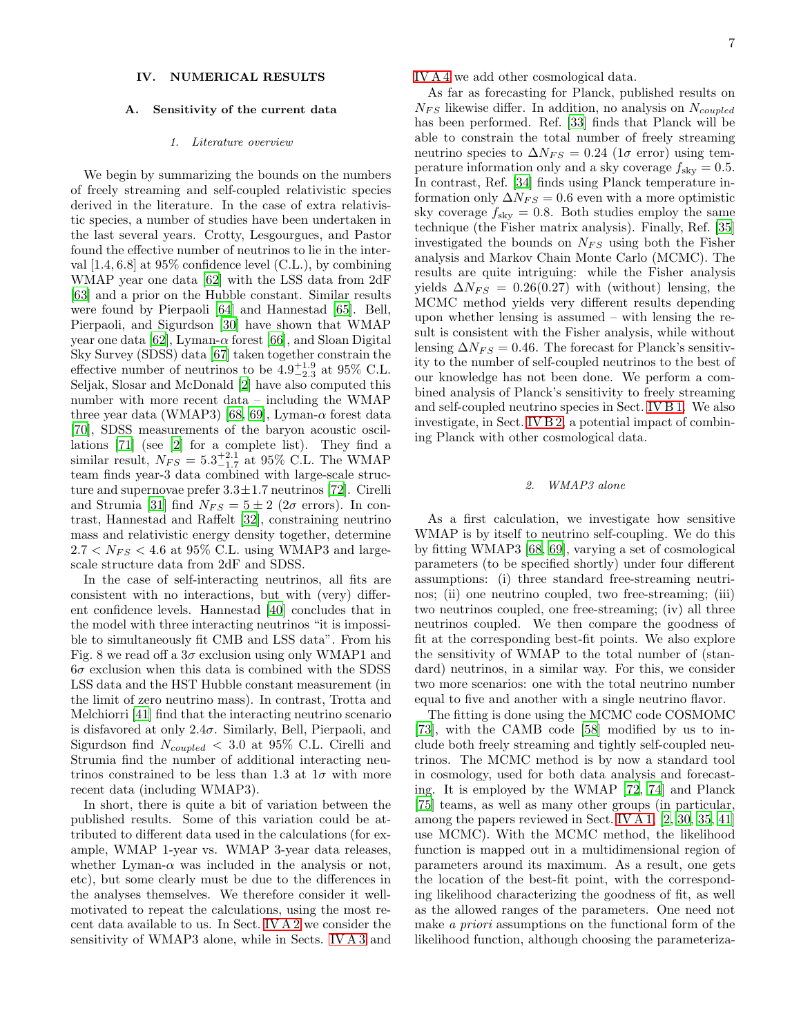## IV. NUMERICAL RESULTS

### A. Sensitivity of the current data

#### 1. Literature overview

We begin by summarizing the bounds on the numbers of freely streaming and self-coupled relativistic species derived in the literature. In the case of extra relativistic species, a number of studies have been undertaken in the last several years. Crotty, Lesgourgues, and Pastor found the effective number of neutrinos to lie in the interval [1.4, 6.8] at 95% confidence level (C.L.), by combining WMAP year one data [62] with the LSS data from 2dF [63] and a prior on the Hubble constant. Similar results were found by Pierpaoli [64] and Hannestad [65]. Bell, Pierpaoli, and Sigurdson [30] have shown that WMAP year one data [62], Lyman-$\alpha$ forest [66], and Sloan Digital Sky Survey (SDSS) data [67] taken together constrain the effective number of neutrinos to be $4.9^{+1.9}_{-2.3}$ at 95% C.L. Seljak, Slosar and McDonald [2] have also computed this number with more recent data – including the WMAP three year data (WMAP3) [68, 69], Lyman-$\alpha$ forest data [70], SDSS measurements of the baryon acoustic oscillations [71] (see [2] for a complete list). They find a similar result, $N_{FS} = 5.3^{+2.1}_{-1.7}$ at 95% C.L. The WMAP team finds year-3 data combined with large-scale structure and supernovae prefer $3.3\pm1.7$ neutrinos [72]. Cirelli and Strumia [31] find $N_{FS} = 5 \pm 2$ ($2\sigma$ errors). In contrast, Hannestad and Raffelt [32], constraining neutrino mass and relativistic energy density together, determine $2.7 < N_{FS} < 4.6$ at 95% C.L. using WMAP3 and large-scale structure data from 2dF and SDSS.

In the case of self-interacting neutrinos, all fits are consistent with no interactions, but with (very) different confidence levels. Hannestad [40] concludes that in the model with three interacting neutrinos "it is impossible to simultaneously fit CMB and LSS data". From his Fig. 8 we read off a $3\sigma$ exclusion using only WMAP1 and $6\sigma$ exclusion when this data is combined with the SDSS LSS data and the HST Hubble constant measurement (in the limit of zero neutrino mass). In contrast, Trotta and Melchiorri [41] find that the interacting neutrino scenario is disfavored at only $2.4\sigma$. Similarly, Bell, Pierpaoli, and Sigurdson find $N_{coupled} < 3.0$ at 95% C.L. Cirelli and Strumia find the number of additional interacting neutrinos constrained to be less than 1.3 at $1\sigma$ with more recent data (including WMAP3).

In short, there is quite a bit of variation between the published results. Some of this variation could be attributed to different data used in the calculations (for example, WMAP 1-year vs. WMAP 3-year data releases, whether Lyman-$\alpha$ was included in the analysis or not, etc), but some clearly must be due to the differences in the analyses themselves. We therefore consider it well-motivated to repeat the calculations, using the most recent data available to us. In Sect. IV A 2 we consider the sensitivity of WMAP3 alone, while in Sects. IV A 3 and IV A 4 we add other cosmological data.

As far as forecasting for Planck, published results on $N_{FS}$ likewise differ. In addition, no analysis on $N_{coupled}$ has been performed. Ref. [33] finds that Planck will be able to constrain the total number of freely streaming neutrino species to $\Delta N_{FS} = 0.24$ ($1\sigma$ error) using temperature information only and a sky coverage $f_{\rm sky} = 0.5$. In contrast, Ref. [34] finds using Planck temperature information only $\Delta N_{FS} = 0.6$ even with a more optimistic sky coverage $f_{\rm sky} = 0.8$. Both studies employ the same technique (the Fisher matrix analysis). Finally, Ref. [35] investigated the bounds on $N_{FS}$ using both the Fisher analysis and Markov Chain Monte Carlo (MCMC). The results are quite intriguing: while the Fisher analysis yields $\Delta N_{FS} = 0.26(0.27)$ with (without) lensing, the MCMC method yields very different results depending upon whether lensing is assumed – with lensing the result is consistent with the Fisher analysis, while without lensing $\Delta N_{FS} = 0.46$. The forecast for Planck's sensitivity to the number of self-coupled neutrinos to the best of our knowledge has not been done. We perform a combined analysis of Planck's sensitivity to freely streaming and self-coupled neutrino species in Sect. IV B 1. We also investigate, in Sect. IV B 2, a potential impact of combining Planck with other cosmological data.

#### 2. WMAP3 alone

As a first calculation, we investigate how sensitive WMAP is by itself to neutrino self-coupling. We do this by fitting WMAP3 [68, 69], varying a set of cosmological parameters (to be specified shortly) under four different assumptions: (i) three standard free-streaming neutrinos; (ii) one neutrino coupled, two free-streaming; (iii) two neutrinos coupled, one free-streaming; (iv) all three neutrinos coupled. We then compare the goodness of fit at the corresponding best-fit points. We also explore the sensitivity of WMAP to the total number of (standard) neutrinos, in a similar way. For this, we consider two more scenarios: one with the total neutrino number equal to five and another with a single neutrino flavor.

The fitting is done using the MCMC code COSMOMC [73], with the CAMB code [58] modified by us to include both freely streaming and tightly self-coupled neutrinos. The MCMC method is by now a standard tool in cosmology, used for both data analysis and forecasting. It is employed by the WMAP [72, 74] and Planck [75] teams, as well as many other groups (in particular, among the papers reviewed in Sect. IV A 1, [2, 30, 35, 41] use MCMC). With the MCMC method, the likelihood function is mapped out in a multidimensional region of parameters around its maximum. As a result, one gets the location of the best-fit point, with the corresponding likelihood characterizing the goodness of fit, as well as the allowed ranges of the parameters. One need not make *a priori* assumptions on the functional form of the likelihood function, although choosing the parameteriza-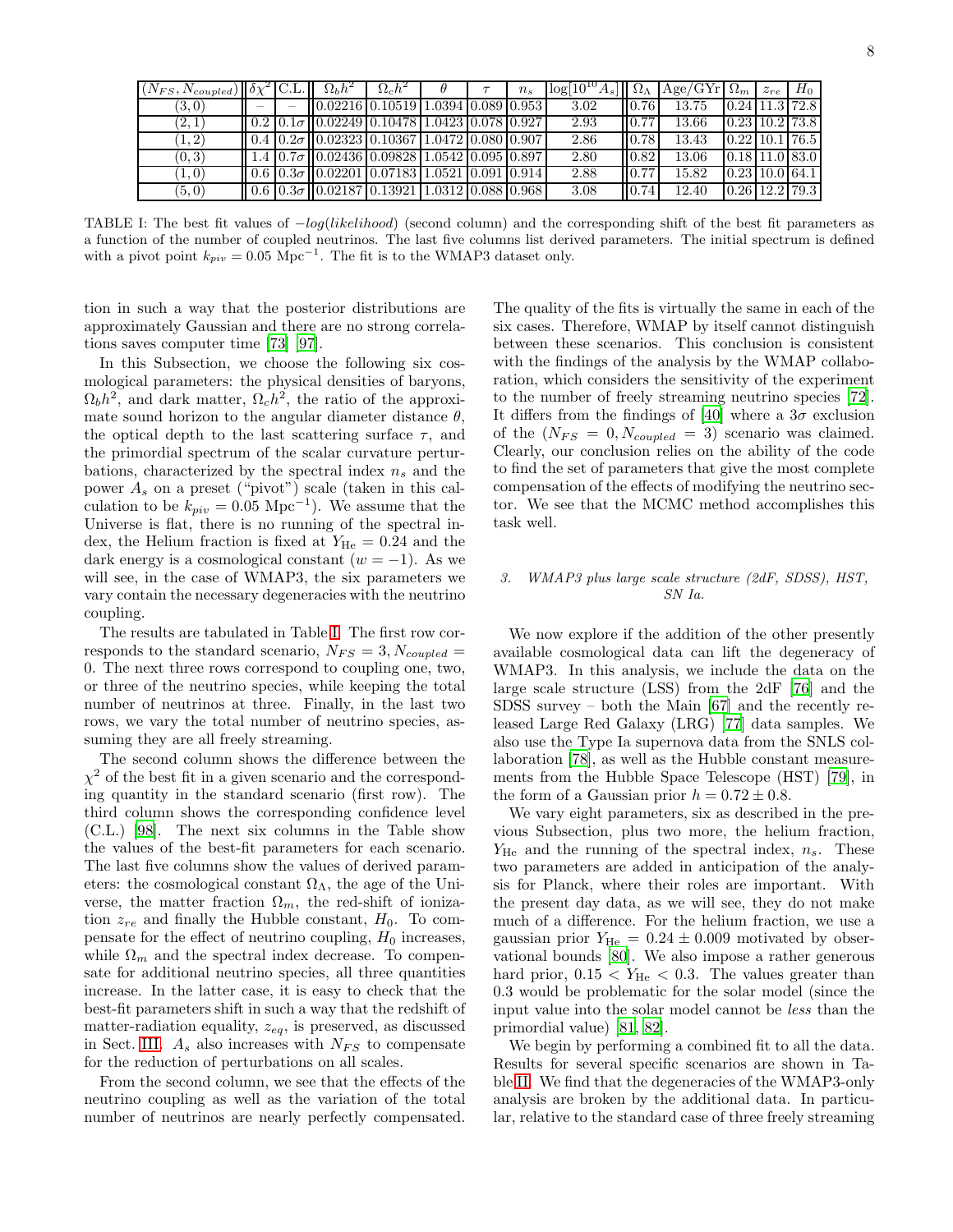| $(N_{FS}, N_{coupled})$ | $\delta\chi^2$ | C.L. | $\Omega_b h^2$ | $\Omega_c h^2$ | $\theta$ | $\tau$ | $n_s$ | $\log[10^{10} A_s]$ | $\Omega_\Lambda$ | Age/GYr | $\Omega_m$ | $z_{re}$ | $H_0$ |
|---|---|---|---|---|---|---|---|---|---|---|---|---|---|
| $(3,0)$ | – | – | 0.02216 | 0.10519 | 1.0394 | 0.089 | 0.953 | 3.02 | 0.76 | 13.75 | 0.24 | 11.3 | 72.8 |
| $(2,1)$ | 0.2 | $0.1\sigma$ | 0.02249 | 0.10478 | 1.0423 | 0.078 | 0.927 | 2.93 | 0.77 | 13.66 | 0.23 | 10.2 | 73.8 |
| $(1,2)$ | 0.4 | $0.2\sigma$ | 0.02323 | 0.10367 | 1.0472 | 0.080 | 0.907 | 2.86 | 0.78 | 13.43 | 0.22 | 10.1 | 76.5 |
| $(0,3)$ | 1.4 | $0.7\sigma$ | 0.02436 | 0.09828 | 1.0542 | 0.095 | 0.897 | 2.80 | 0.82 | 13.06 | 0.18 | 11.0 | 83.0 |
| $(1,0)$ | 0.6 | $0.3\sigma$ | 0.02201 | 0.07183 | 1.0521 | 0.091 | 0.914 | 2.88 | 0.77 | 15.82 | 0.23 | 10.0 | 64.1 |
| $(5,0)$ | 0.6 | $0.3\sigma$ | 0.02187 | 0.13921 | 1.0312 | 0.088 | 0.968 | 3.08 | 0.74 | 12.40 | 0.26 | 12.2 | 79.3 |

TABLE I: The best fit values of $-log(likelihood)$ (second column) and the corresponding shift of the best fit parameters as a function of the number of coupled neutrinos. The last five columns list derived parameters. The initial spectrum is defined with a pivot point $k_{piv} = 0.05$ Mpc$^{-1}$. The fit is to the WMAP3 dataset only.

tion in such a way that the posterior distributions are approximately Gaussian and there are no strong correlations saves computer time [73] [97].

In this Subsection, we choose the following six cosmological parameters: the physical densities of baryons, $\Omega_b h^2$, and dark matter, $\Omega_c h^2$, the ratio of the approximate sound horizon to the angular diameter distance $\theta$, the optical depth to the last scattering surface $\tau$, and the primordial spectrum of the scalar curvature perturbations, characterized by the spectral index $n_s$ and the power $A_s$ on a preset ("pivot") scale (taken in this calculation to be $k_{piv} = 0.05$ Mpc$^{-1}$). We assume that the Universe is flat, there is no running of the spectral index, the Helium fraction is fixed at $Y_{\rm He} = 0.24$ and the dark energy is a cosmological constant ($w = -1$). As we will see, in the case of WMAP3, the six parameters we vary contain the necessary degeneracies with the neutrino coupling.

The results are tabulated in Table I. The first row corresponds to the standard scenario, $N_{FS} = 3, N_{coupled} = 0$. The next three rows correspond to coupling one, two, or three of the neutrino species, while keeping the total number of neutrinos at three. Finally, in the last two rows, we vary the total number of neutrino species, assuming they are all freely streaming.

The second column shows the difference between the $\chi^2$ of the best fit in a given scenario and the corresponding quantity in the standard scenario (first row). The third column shows the corresponding confidence level (C.L.) [98]. The next six columns in the Table show the values of the best-fit parameters for each scenario. The last five columns show the values of derived parameters: the cosmological constant $\Omega_\Lambda$, the age of the Universe, the matter fraction $\Omega_m$, the red-shift of ionization $z_{re}$ and finally the Hubble constant, $H_0$. To compensate for the effect of neutrino coupling, $H_0$ increases, while $\Omega_m$ and the spectral index decrease. To compensate for additional neutrino species, all three quantities increase. In the latter case, it is easy to check that the best-fit parameters shift in such a way that the redshift of matter-radiation equality, $z_{eq}$, is preserved, as discussed in Sect. III. $A_s$ also increases with $N_{FS}$ to compensate for the reduction of perturbations on all scales.

From the second column, we see that the effects of the neutrino coupling as well as the variation of the total number of neutrinos are nearly perfectly compensated. The quality of the fits is virtually the same in each of the six cases. Therefore, WMAP by itself cannot distinguish between these scenarios. This conclusion is consistent with the findings of the analysis by the WMAP collaboration, which considers the sensitivity of the experiment to the number of freely streaming neutrino species [72]. It differs from the findings of [40] where a $3\sigma$ exclusion of the ($N_{FS} = 0, N_{coupled} = 3$) scenario was claimed. Clearly, our conclusion relies on the ability of the code to find the set of parameters that give the most complete compensation of the effects of modifying the neutrino sector. We see that the MCMC method accomplishes this task well.

### 3. WMAP3 plus large scale structure (2dF, SDSS), HST, SN Ia.

We now explore if the addition of the other presently available cosmological data can lift the degeneracy of WMAP3. In this analysis, we include the data on the large scale structure (LSS) from the 2dF [76] and the SDSS survey – both the Main [67] and the recently released Large Red Galaxy (LRG) [77] data samples. We also use the Type Ia supernova data from the SNLS collaboration [78], as well as the Hubble constant measurements from the Hubble Space Telescope (HST) [79], in the form of a Gaussian prior $h = 0.72 \pm 0.8$.

We vary eight parameters, six as described in the previous Subsection, plus two more, the helium fraction, $Y_{\rm He}$ and the running of the spectral index, $n_s$. These two parameters are added in anticipation of the analysis for Planck, where their roles are important. With the present day data, as we will see, they do not make much of a difference. For the helium fraction, we use a gaussian prior $Y_{\rm He} = 0.24 \pm 0.009$ motivated by observational bounds [80]. We also impose a rather generous hard prior, $0.15 < Y_{\rm He} < 0.3$. The values greater than 0.3 would be problematic for the solar model (since the input value into the solar model cannot be *less* than the primordial value) [81, 82].

We begin by performing a combined fit to all the data. Results for several specific scenarios are shown in Table II. We find that the degeneracies of the WMAP3-only analysis are broken by the additional data. In particular, relative to the standard case of three freely streaming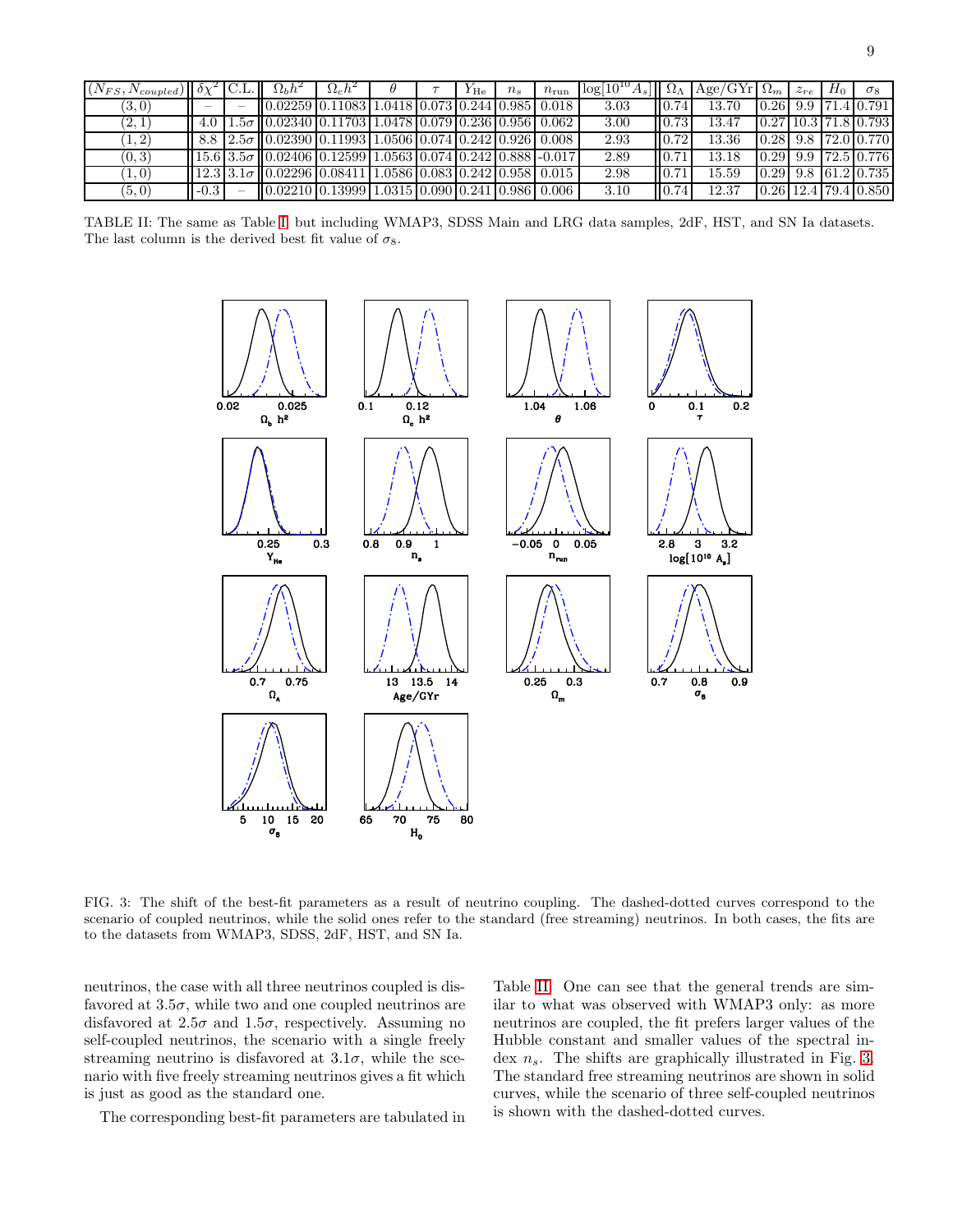| $(N_{FS}, N_{coupled})$ | $\delta\chi^2$ | C.L. | $\Omega_b h^2$ | $\Omega_c h^2$ | $\theta$ | $\tau$ | $Y_{\rm He}$ | $n_s$ | $n_{\rm run}$ | $\log[10^{10} A_s]$ | $\Omega_\Lambda$ | Age/GYr | $\Omega_m$ | $z_{re}$ | $H_0$ | $\sigma_8$ |
|---|---|---|---|---|---|---|---|---|---|---|---|---|---|---|---|---|
| (3, 0) | – | – | 0.02259 | 0.11083 | 1.0418 | 0.073 | 0.244 | 0.985 | 0.018 | 3.03 | 0.74 | 13.70 | 0.26 | 9.9 | 71.4 | 0.791 |
| (2, 1) | 4.0 | $1.5\sigma$ | 0.02340 | 0.11703 | 1.0478 | 0.079 | 0.236 | 0.956 | 0.062 | 3.00 | 0.73 | 13.47 | 0.27 | 10.3 | 71.8 | 0.793 |
| (1, 2) | 8.8 | $2.5\sigma$ | 0.02390 | 0.11993 | 1.0506 | 0.074 | 0.242 | 0.926 | 0.008 | 2.93 | 0.72 | 13.36 | 0.28 | 9.8 | 72.0 | 0.770 |
| (0, 3) | 15.6 | $3.5\sigma$ | 0.02406 | 0.12599 | 1.0563 | 0.074 | 0.242 | 0.888 | -0.017 | 2.89 | 0.71 | 13.18 | 0.29 | 9.9 | 72.5 | 0.776 |
| (1, 0) | 12.3 | $3.1\sigma$ | 0.02296 | 0.08411 | 1.0586 | 0.083 | 0.242 | 0.958 | 0.015 | 2.98 | 0.71 | 15.59 | 0.29 | 9.8 | 61.2 | 0.735 |
| (5, 0) | -0.3 | – | 0.02210 | 0.13999 | 1.0315 | 0.090 | 0.241 | 0.986 | 0.006 | 3.10 | 0.74 | 12.37 | 0.26 | 12.4 | 79.4 | 0.850 |

TABLE II: The same as Table I, but including WMAP3, SDSS Main and LRG data samples, 2dF, HST, and SN Ia datasets. The last column is the derived best fit value of $\sigma_8$.

FIG. 3: The shift of the best-fit parameters as a result of neutrino coupling. The dashed-dotted curves correspond to the scenario of coupled neutrinos, while the solid ones refer to the standard (free streaming) neutrinos. In both cases, the fits are to the datasets from WMAP3, SDSS, 2dF, HST, and SN Ia.

neutrinos, the case with all three neutrinos coupled is disfavored at $3.5\sigma$, while two and one coupled neutrinos are disfavored at $2.5\sigma$ and $1.5\sigma$, respectively. Assuming no self-coupled neutrinos, the scenario with a single freely streaming neutrino is disfavored at $3.1\sigma$, while the scenario with five freely streaming neutrinos gives a fit which is just as good as the standard one.

The corresponding best-fit parameters are tabulated in Table II. One can see that the general trends are similar to what was observed with WMAP3 only: as more neutrinos are coupled, the fit prefers larger values of the Hubble constant and smaller values of the spectral index $n_s$. The shifts are graphically illustrated in Fig. 3. The standard free streaming neutrinos are shown in solid curves, while the scenario of three self-coupled neutrinos is shown with the dashed-dotted curves.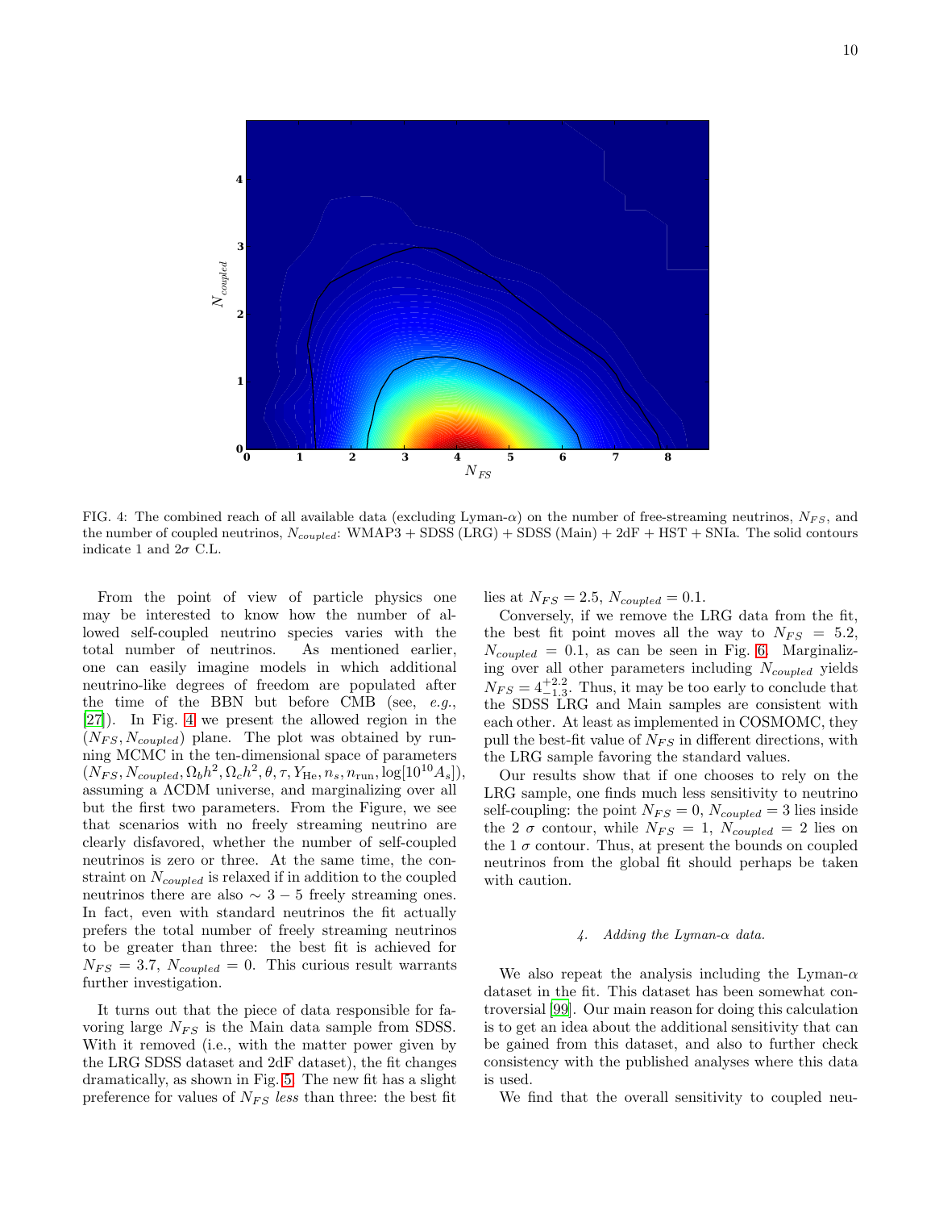FIG. 4: The combined reach of all available data (excluding Lyman-$\alpha$) on the number of free-streaming neutrinos, $N_{FS}$, and the number of coupled neutrinos, $N_{coupled}$: WMAP3 + SDSS (LRG) + SDSS (Main) + 2dF + HST + SNIa. The solid contours indicate 1 and 2$\sigma$ C.L.

From the point of view of particle physics one may be interested to know how the number of allowed self-coupled neutrino species varies with the total number of neutrinos. As mentioned earlier, one can easily imagine models in which additional neutrino-like degrees of freedom are populated after the time of the BBN but before CMB (see, *e.g.*, [27]). In Fig. 4 we present the allowed region in the $(N_{FS}, N_{coupled})$ plane. The plot was obtained by running MCMC in the ten-dimensional space of parameters $(N_{FS}, N_{coupled}, \Omega_b h^2, \Omega_c h^2, \theta, \tau, Y_{\rm He}, n_s, n_{\rm run}, \log[10^{10} A_s])$, assuming a $\Lambda$CDM universe, and marginalizing over all but the first two parameters. From the Figure, we see that scenarios with no freely streaming neutrino are clearly disfavored, whether the number of self-coupled neutrinos is zero or three. At the same time, the constraint on $N_{coupled}$ is relaxed if in addition to the coupled neutrinos there are also $\sim 3-5$ freely streaming ones. In fact, even with standard neutrinos the fit actually prefers the total number of freely streaming neutrinos to be greater than three: the best fit is achieved for $N_{FS} = 3.7$, $N_{coupled} = 0$. This curious result warrants further investigation.

It turns out that the piece of data responsible for favoring large $N_{FS}$ is the Main data sample from SDSS. With it removed (i.e., with the matter power given by the LRG SDSS dataset and 2dF dataset), the fit changes dramatically, as shown in Fig. 5. The new fit has a slight preference for values of $N_{FS}$ *less* than three: the best fit lies at $N_{FS} = 2.5$, $N_{coupled} = 0.1$.

Conversely, if we remove the LRG data from the fit, the best fit point moves all the way to $N_{FS} = 5.2$, $N_{coupled} = 0.1$, as can be seen in Fig. 6. Marginalizing over all other parameters including $N_{coupled}$ yields $N_{FS} = 4^{+2.2}_{-1.3}$. Thus, it may be too early to conclude that the SDSS LRG and Main samples are consistent with each other. At least as implemented in COSMOMC, they pull the best-fit value of $N_{FS}$ in different directions, with the LRG sample favoring the standard values.

Our results show that if one chooses to rely on the LRG sample, one finds much less sensitivity to neutrino self-coupling: the point $N_{FS} = 0$, $N_{coupled} = 3$ lies inside the 2 $\sigma$ contour, while $N_{FS} = 1$, $N_{coupled} = 2$ lies on the 1 $\sigma$ contour. Thus, at present the bounds on coupled neutrinos from the global fit should perhaps be taken with caution.

#### *4. Adding the Lyman-$\alpha$ data.*

We also repeat the analysis including the Lyman-$\alpha$ dataset in the fit. This dataset has been somewhat controversial [99]. Our main reason for doing this calculation is to get an idea about the additional sensitivity that can be gained from this dataset, and also to further check consistency with the published analyses where this data is used.

We find that the overall sensitivity to coupled neu-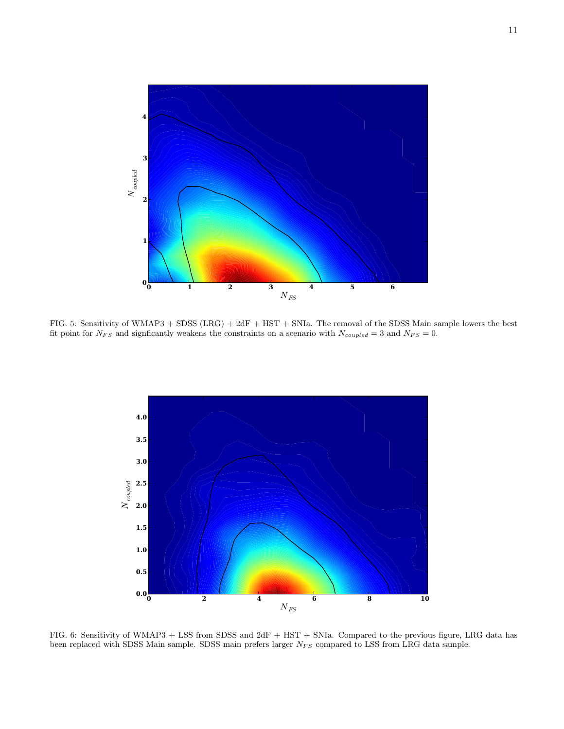FIG. 5: Sensitivity of WMAP3 + SDSS (LRG) + 2dF + HST + SNIa. The removal of the SDSS Main sample lowers the best fit point for $N_{FS}$ and signficantly weakens the constraints on a scenario with $N_{coupled} = 3$ and $N_{FS} = 0$.

FIG. 6: Sensitivity of WMAP3 + LSS from SDSS and 2dF + HST + SNIa. Compared to the previous figure, LRG data has been replaced with SDSS Main sample. SDSS main prefers larger $N_{FS}$ compared to LSS from LRG data sample.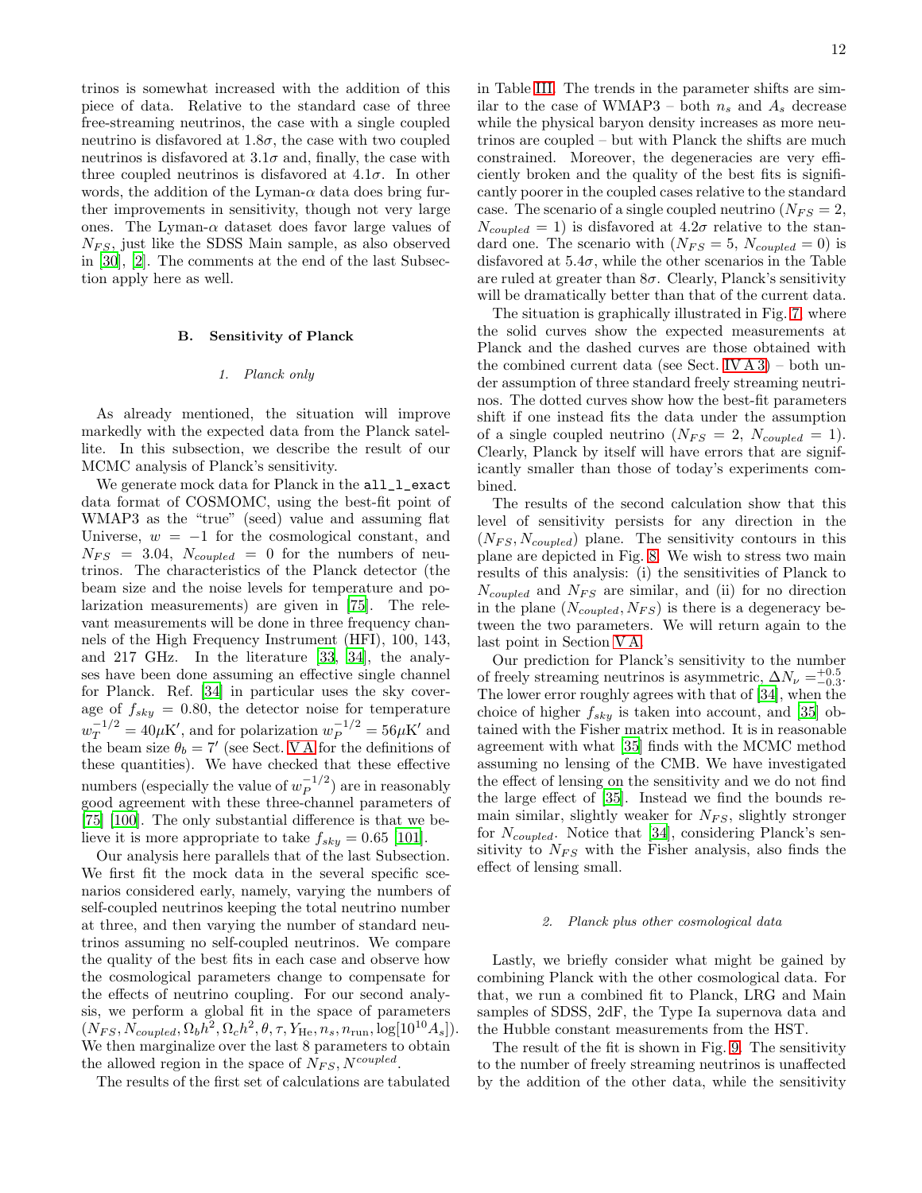trinos is somewhat increased with the addition of this piece of data. Relative to the standard case of three free-streaming neutrinos, the case with a single coupled neutrino is disfavored at $1.8\sigma$, the case with two coupled neutrinos is disfavored at $3.1\sigma$ and, finally, the case with three coupled neutrinos is disfavored at $4.1\sigma$. In other words, the addition of the Lyman-$\alpha$ data does bring further improvements in sensitivity, though not very large ones. The Lyman-$\alpha$ dataset does favor large values of $N_{FS}$, just like the SDSS Main sample, as also observed in [30], [2]. The comments at the end of the last Subsection apply here as well.

### B. Sensitivity of Planck

#### 1. Planck only

As already mentioned, the situation will improve markedly with the expected data from the Planck satellite. In this subsection, we describe the result of our MCMC analysis of Planck's sensitivity.

We generate mock data for Planck in the `all_l_exact` data format of COSMOMC, using the best-fit point of WMAP3 as the "true" (seed) value and assuming flat Universe, $w = -1$ for the cosmological constant, and $N_{FS} = 3.04$, $N_{coupled} = 0$ for the numbers of neutrinos. The characteristics of the Planck detector (the beam size and the noise levels for temperature and polarization measurements) are given in [75]. The relevant measurements will be done in three frequency channels of the High Frequency Instrument (HFI), 100, 143, and 217 GHz. In the literature [33, 34], the analyses have been done assuming an effective single channel for Planck. Ref. [34] in particular uses the sky coverage of $f_{sky} = 0.80$, the detector noise for temperature $w_T^{-1/2} = 40\mu\text{K}'$, and for polarization $w_P^{-1/2} = 56\mu\text{K}'$ and the beam size $\theta_b = 7'$ (see Sect. V A for the definitions of these quantities). We have checked that these effective numbers (especially the value of $w_P^{-1/2}$) are in reasonably good agreement with these three-channel parameters of [75] [100]. The only substantial difference is that we believe it is more appropriate to take $f_{sky} = 0.65$ [101].

Our analysis here parallels that of the last Subsection. We first fit the mock data in the several specific scenarios considered early, namely, varying the numbers of self-coupled neutrinos keeping the total neutrino number at three, and then varying the number of standard neutrinos assuming no self-coupled neutrinos. We compare the quality of the best fits in each case and observe how the cosmological parameters change to compensate for the effects of neutrino coupling. For our second analysis, we perform a global fit in the space of parameters $(N_{FS}, N_{coupled}, \Omega_b h^2, \Omega_c h^2, \theta, \tau, Y_{\text{He}}, n_s, n_{\text{run}}, \log[10^{10} A_s])$. We then marginalize over the last 8 parameters to obtain the allowed region in the space of $N_{FS}, N^{coupled}$.

The results of the first set of calculations are tabulated in Table III. The trends in the parameter shifts are similar to the case of WMAP3 – both $n_s$ and $A_s$ decrease while the physical baryon density increases as more neutrinos are coupled – but with Planck the shifts are much constrained. Moreover, the degeneracies are very efficiently broken and the quality of the best fits is significantly poorer in the coupled cases relative to the standard case. The scenario of a single coupled neutrino ($N_{FS} = 2$, $N_{coupled} = 1$) is disfavored at $4.2\sigma$ relative to the standard one. The scenario with ($N_{FS} = 5$, $N_{coupled} = 0$) is disfavored at $5.4\sigma$, while the other scenarios in the Table are ruled at greater than $8\sigma$. Clearly, Planck's sensitivity will be dramatically better than that of the current data.

The situation is graphically illustrated in Fig. 7, where the solid curves show the expected measurements at Planck and the dashed curves are those obtained with the combined current data (see Sect. IV A 3) – both under assumption of three standard freely streaming neutrinos. The dotted curves show how the best-fit parameters shift if one instead fits the data under the assumption of a single coupled neutrino ($N_{FS} = 2$, $N_{coupled} = 1$). Clearly, Planck by itself will have errors that are significantly smaller than those of today's experiments combined.

The results of the second calculation show that this level of sensitivity persists for any direction in the $(N_{FS}, N_{coupled})$ plane. The sensitivity contours in this plane are depicted in Fig. 8. We wish to stress two main results of this analysis: (i) the sensitivities of Planck to $N_{coupled}$ and $N_{FS}$ are similar, and (ii) for no direction in the plane $(N_{coupled}, N_{FS})$ is there a degeneracy between the two parameters. We will return again to the last point in Section V A.

Our prediction for Planck's sensitivity to the number of freely streaming neutrinos is asymmetric, $\Delta N_\nu =^{+0.5}_{-0.3}$. The lower error roughly agrees with that of [34], when the choice of higher $f_{sky}$ is taken into account, and [35] obtained with the Fisher matrix method. It is in reasonable agreement with what [35] finds with the MCMC method assuming no lensing of the CMB. We have investigated the effect of lensing on the sensitivity and we do not find the large effect of [35]. Instead we find the bounds remain similar, slightly weaker for $N_{FS}$, slightly stronger for $N_{coupled}$. Notice that [34], considering Planck's sensitivity to $N_{FS}$ with the Fisher analysis, also finds the effect of lensing small.

#### 2. Planck plus other cosmological data

Lastly, we briefly consider what might be gained by combining Planck with the other cosmological data. For that, we run a combined fit to Planck, LRG and Main samples of SDSS, 2dF, the Type Ia supernova data and the Hubble constant measurements from the HST.

The result of the fit is shown in Fig. 9. The sensitivity to the number of freely streaming neutrinos is unaffected by the addition of the other data, while the sensitivity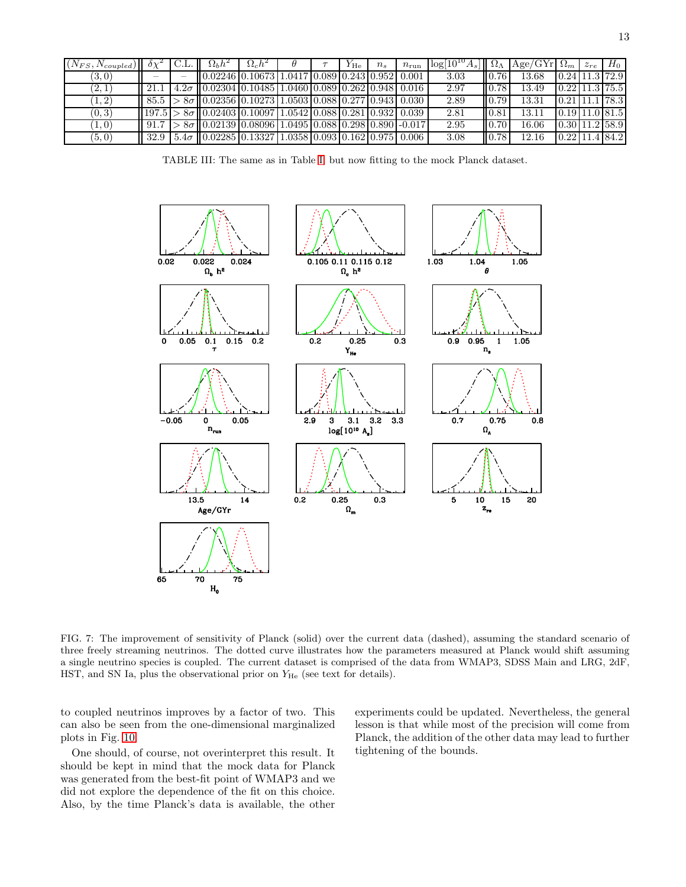| $(N_{FS}, N_{coupled})$ | $\delta\chi^2$ | C.L. | $\Omega_b h^2$ | $\Omega_c h^2$ | $\theta$ | $\tau$ | $Y_{\rm He}$ | $n_s$ | $n_{\rm run}$ | $\log[10^{10} A_s]$ | $\Omega_\Lambda$ | Age/GYr | $\Omega_m$ | $z_{re}$ | $H_0$ |
|---|---|---|---|---|---|---|---|---|---|---|---|---|---|---|---|
| $(3,0)$ | – | – | 0.02246 | 0.10673 | 1.0417 | 0.089 | 0.243 | 0.952 | 0.001 | 3.03 | 0.76 | 13.68 | 0.24 | 11.3 | 72.9 |
| $(2,1)$ | 21.1 | $4.2\sigma$ | 0.02304 | 0.10485 | 1.0460 | 0.089 | 0.262 | 0.948 | 0.016 | 2.97 | 0.78 | 13.49 | 0.22 | 11.3 | 75.5 |
| $(1,2)$ | 85.5 | $> 8\sigma$ | 0.02356 | 0.10273 | 1.0503 | 0.088 | 0.277 | 0.943 | 0.030 | 2.89 | 0.79 | 13.31 | 0.21 | 11.1 | 78.3 |
| $(0,3)$ | 197.5 | $> 8\sigma$ | 0.02403 | 0.10097 | 1.0542 | 0.088 | 0.281 | 0.932 | 0.039 | 2.81 | 0.81 | 13.11 | 0.19 | 11.0 | 81.5 |
| $(1,0)$ | 91.7 | $> 8\sigma$ | 0.02139 | 0.08096 | 1.0495 | 0.088 | 0.298 | 0.890 | -0.017 | 2.95 | 0.70 | 16.06 | 0.30 | 11.2 | 58.9 |
| $(5,0)$ | 32.9 | $5.4\sigma$ | 0.02285 | 0.13327 | 1.0358 | 0.093 | 0.162 | 0.975 | 0.006 | 3.08 | 0.78 | 12.16 | 0.22 | 11.4 | 84.2 |

TABLE III: The same as in Table I, but now fitting to the mock Planck dataset.

FIG. 7: The improvement of sensitivity of Planck (solid) over the current data (dashed), assuming the standard scenario of three freely streaming neutrinos. The dotted curve illustrates how the parameters measured at Planck would shift assuming a single neutrino species is coupled. The current dataset is comprised of the data from WMAP3, SDSS Main and LRG, 2dF, HST, and SN Ia, plus the observational prior on $Y_{\rm He}$ (see text for details).

to coupled neutrinos improves by a factor of two. This can also be seen from the one-dimensional marginalized plots in Fig. 10.

One should, of course, not overinterpret this result. It should be kept in mind that the mock data for Planck was generated from the best-fit point of WMAP3 and we did not explore the dependence of the fit on this choice. Also, by the time Planck's data is available, the other experiments could be updated. Nevertheless, the general lesson is that while most of the precision will come from Planck, the addition of the other data may lead to further tightening of the bounds.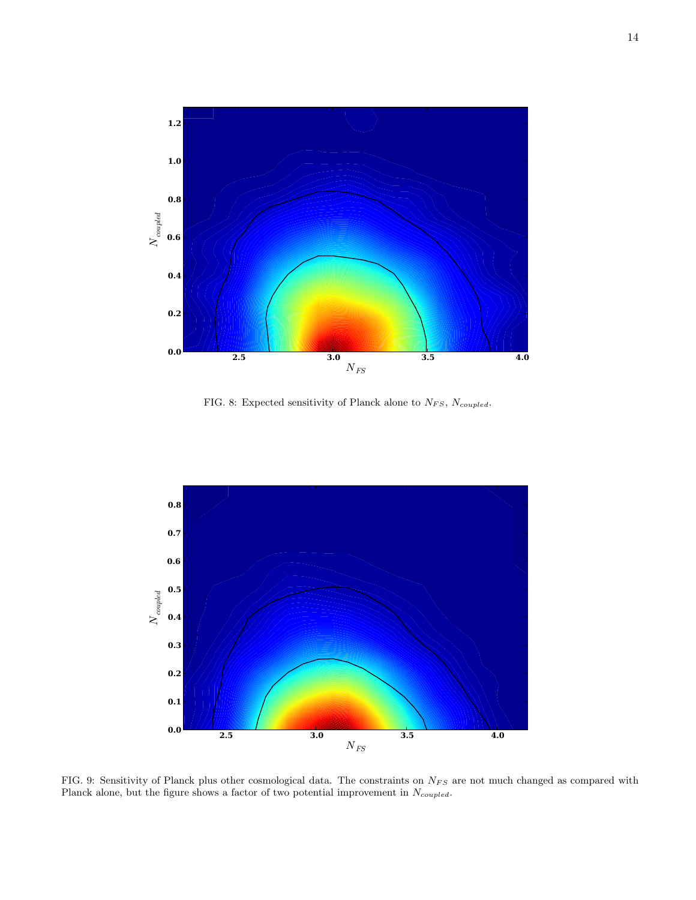FIG. 8: Expected sensitivity of Planck alone to $N_{FS}$, $N_{coupled}$.

FIG. 9: Sensitivity of Planck plus other cosmological data. The constraints on $N_{FS}$ are not much changed as compared with Planck alone, but the figure shows a factor of two potential improvement in $N_{coupled}$.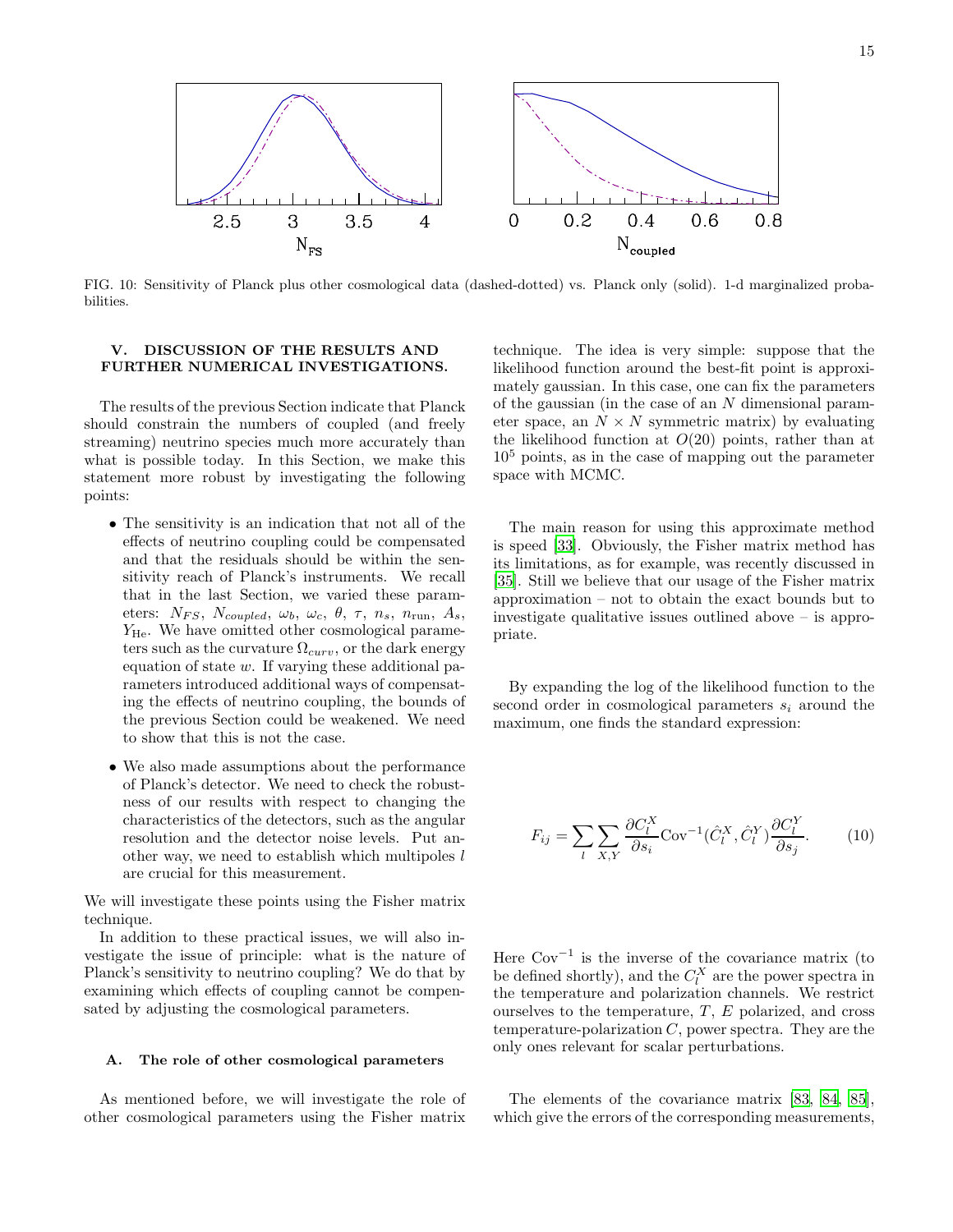FIG. 10: Sensitivity of Planck plus other cosmological data (dashed-dotted) vs. Planck only (solid). 1-d marginalized probabilities.

## V. DISCUSSION OF THE RESULTS AND FURTHER NUMERICAL INVESTIGATIONS.

The results of the previous Section indicate that Planck should constrain the numbers of coupled (and freely streaming) neutrino species much more accurately than what is possible today. In this Section, we make this statement more robust by investigating the following points:

- The sensitivity is an indication that not all of the effects of neutrino coupling could be compensated and that the residuals should be within the sensitivity reach of Planck's instruments. We recall that in the last Section, we varied these parameters: $N_{FS}$, $N_{coupled}$, $\omega_b$, $\omega_c$, $\theta$, $\tau$, $n_s$, $n_{\rm run}$, $A_s$, $Y_{\rm He}$. We have omitted other cosmological parameters such as the curvature $\Omega_{curv}$, or the dark energy equation of state $w$. If varying these additional parameters introduced additional ways of compensating the effects of neutrino coupling, the bounds of the previous Section could be weakened. We need to show that this is not the case.
- We also made assumptions about the performance of Planck's detector. We need to check the robustness of our results with respect to changing the characteristics of the detectors, such as the angular resolution and the detector noise levels. Put another way, we need to establish which multipoles $l$ are crucial for this measurement.

We will investigate these points using the Fisher matrix technique.

In addition to these practical issues, we will also investigate the issue of principle: what is the nature of Planck's sensitivity to neutrino coupling? We do that by examining which effects of coupling cannot be compensated by adjusting the cosmological parameters.

### A. The role of other cosmological parameters

As mentioned before, we will investigate the role of other cosmological parameters using the Fisher matrix technique. The idea is very simple: suppose that the likelihood function around the best-fit point is approximately gaussian. In this case, one can fix the parameters of the gaussian (in the case of an $N$ dimensional parameter space, an $N \times N$ symmetric matrix) by evaluating the likelihood function at $O(20)$ points, rather than at $10^5$ points, as in the case of mapping out the parameter space with MCMC.

The main reason for using this approximate method is speed [33]. Obviously, the Fisher matrix method has its limitations, as for example, was recently discussed in [35]. Still we believe that our usage of the Fisher matrix approximation – not to obtain the exact bounds but to investigate qualitative issues outlined above – is appropriate.

By expanding the log of the likelihood function to the second order in cosmological parameters $s_i$ around the maximum, one finds the standard expression:

$$F_{ij} = \sum_l \sum_{X,Y} \frac{\partial C_l^X}{\partial s_i} \mathrm{Cov}^{-1}(\hat{C}_l^X, \hat{C}_l^Y) \frac{\partial C_l^Y}{\partial s_j}. \qquad (10)$$

Here $\mathrm{Cov}^{-1}$ is the inverse of the covariance matrix (to be defined shortly), and the $C_l^X$ are the power spectra in the temperature and polarization channels. We restrict ourselves to the temperature, $T$, $E$ polarized, and cross temperature-polarization $C$, power spectra. They are the only ones relevant for scalar perturbations.

The elements of the covariance matrix [83, 84, 85], which give the errors of the corresponding measurements,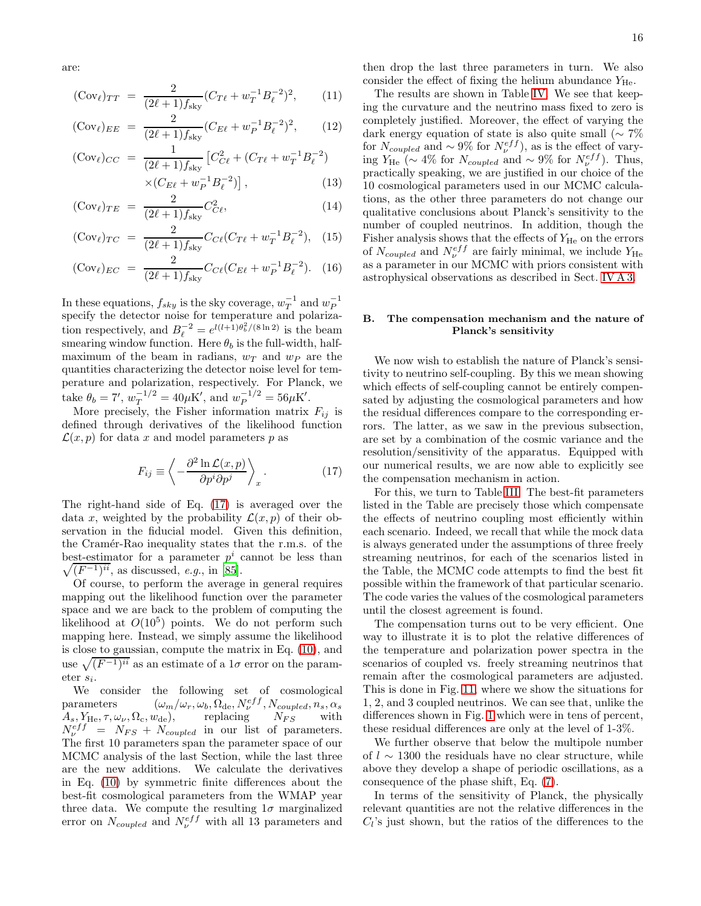are:

$$(\text{Cov}_\ell)_{TT} = \frac{2}{(2\ell+1)f_{\text{sky}}}(C_{T\ell} + w_T^{-1}B_\ell^{-2})^2, \quad (11)$$

$$(\text{Cov}_\ell)_{EE} = \frac{2}{(2\ell+1)f_{\text{sky}}}(C_{E\ell} + w_P^{-1}B_\ell^{-2})^2, \quad (12)$$

$$(\text{Cov}_\ell)_{CC} = \frac{1}{(2\ell+1)f_{\text{sky}}}\left[C_{C\ell}^2 + (C_{T\ell} + w_T^{-1}B_\ell^{-2}) \times (C_{E\ell} + w_P^{-1}B_\ell^{-2})\right], \quad (13)$$

$$(\text{Cov}_\ell)_{TE} = \frac{2}{(2\ell+1)f_{\text{sky}}}C_{C\ell}^2, \quad (14)$$

$$(\text{Cov}_\ell)_{TC} = \frac{2}{(2\ell+1)f_{\text{sky}}}C_{C\ell}(C_{T\ell} + w_T^{-1}B_\ell^{-2}), \quad (15)$$

$$(\text{Cov}_\ell)_{EC} = \frac{2}{(2\ell+1)f_{\text{sky}}}C_{C\ell}(C_{E\ell} + w_P^{-1}B_\ell^{-2}). \quad (16)$$

In these equations, $f_{sky}$ is the sky coverage, $w_T^{-1}$ and $w_P^{-1}$ specify the detector noise for temperature and polarization respectively, and $B_\ell^{-2} = e^{l(l+1)\theta_b^2/(8\ln 2)}$ is the beam smearing window function. Here $\theta_b$ is the full-width, half-maximum of the beam in radians, $w_T$ and $w_P$ are the quantities characterizing the detector noise level for temperature and polarization, respectively. For Planck, we take $\theta_b = 7'$, $w_T^{-1/2} = 40\mu\text{K}'$, and $w_P^{-1/2} = 56\mu\text{K}'$.

More precisely, the Fisher information matrix $F_{ij}$ is defined through derivatives of the likelihood function $\mathcal{L}(x,p)$ for data $x$ and model parameters $p$ as

$$F_{ij} \equiv \left\langle -\frac{\partial^2 \ln \mathcal{L}(x,p)}{\partial p^i \partial p^j} \right\rangle_x. \quad (17)$$

The right-hand side of Eq. (17) is averaged over the data $x$, weighted by the probability $\mathcal{L}(x,p)$ of their observation in the fiducial model. Given this definition, the Cramér-Rao inequality states that the r.m.s. of the best-estimator for a parameter $p^i$ cannot be less than $\sqrt{(F^{-1})^{ii}}$, as discussed, *e.g.*, in [85].

Of course, to perform the average in general requires mapping out the likelihood function over the parameter space and we are back to the problem of computing the likelihood at $O(10^5)$ points. We do not perform such mapping here. Instead, we simply assume the likelihood is close to gaussian, compute the matrix in Eq. (10), and use $\sqrt{(F^{-1})^{ii}}$ as an estimate of a $1\sigma$ error on the parameter $s_i$.

We consider the following set of cosmological parameters $(\omega_m/\omega_r, \omega_b, \Omega_{\text{de}}, N_\nu^{eff}, N_{coupled}, n_s, \alpha_s$ $A_s, Y_{\text{He}}, \tau, \omega_\nu, \Omega_c, w_{\text{de}})$, replacing $N_{FS}$ with $N_\nu^{eff} = N_{FS} + N_{coupled}$ in our list of parameters. The first 10 parameters span the parameter space of our MCMC analysis of the last Section, while the last three are the new additions. We calculate the derivatives in Eq. (10) by symmetric finite differences about the best-fit cosmological parameters from the WMAP year three data. We compute the resulting $1\sigma$ marginalized error on $N_{coupled}$ and $N_\nu^{eff}$ with all 13 parameters and then drop the last three parameters in turn. We also consider the effect of fixing the helium abundance $Y_{\text{He}}$.

The results are shown in Table IV. We see that keeping the curvature and the neutrino mass fixed to zero is completely justified. Moreover, the effect of varying the dark energy equation of state is also quite small ($\sim 7\%$ for $N_{coupled}$ and $\sim 9\%$ for $N_\nu^{eff}$), as is the effect of varying $Y_{\text{He}}$ ($\sim 4\%$ for $N_{coupled}$ and $\sim 9\%$ for $N_\nu^{eff}$). Thus, practically speaking, we are justified in our choice of the 10 cosmological parameters used in our MCMC calculations, as the other three parameters do not change our qualitative conclusions about Planck's sensitivity to the number of coupled neutrinos. In addition, though the Fisher analysis shows that the effects of $Y_{\text{He}}$ on the errors of $N_{coupled}$ and $N_\nu^{eff}$ are fairly minimal, we include $Y_{\text{He}}$ as a parameter in our MCMC with priors consistent with astrophysical observations as described in Sect. IV A 3.

## B. The compensation mechanism and the nature of Planck's sensitivity

We now wish to establish the nature of Planck's sensitivity to neutrino self-coupling. By this we mean showing which effects of self-coupling cannot be entirely compensated by adjusting the cosmological parameters and how the residual differences compare to the corresponding errors. The latter, as we saw in the previous subsection, are set by a combination of the cosmic variance and the resolution/sensitivity of the apparatus. Equipped with our numerical results, we are now able to explicitly see the compensation mechanism in action.

For this, we turn to Table III. The best-fit parameters listed in the Table are precisely those which compensate the effects of neutrino coupling most efficiently within each scenario. Indeed, we recall that while the mock data is always generated under the assumptions of three freely streaming neutrinos, for each of the scenarios listed in the Table, the MCMC code attempts to find the best fit possible within the framework of that particular scenario. The code varies the values of the cosmological parameters until the closest agreement is found.

The compensation turns out to be very efficient. One way to illustrate it is to plot the relative differences of the temperature and polarization power spectra in the scenarios of coupled vs. freely streaming neutrinos that remain after the cosmological parameters are adjusted. This is done in Fig. 11, where we show the situations for 1, 2, and 3 coupled neutrinos. We can see that, unlike the differences shown in Fig. 1 which were in tens of percent, these residual differences are only at the level of 1-3%.

We further observe that below the multipole number of $l \sim 1300$ the residuals have no clear structure, while above they develop a shape of periodic oscillations, as a consequence of the phase shift, Eq. (7).

In terms of the sensitivity of Planck, the physically relevant quantities are not the relative differences in the $C_l$'s just shown, but the ratios of the differences to the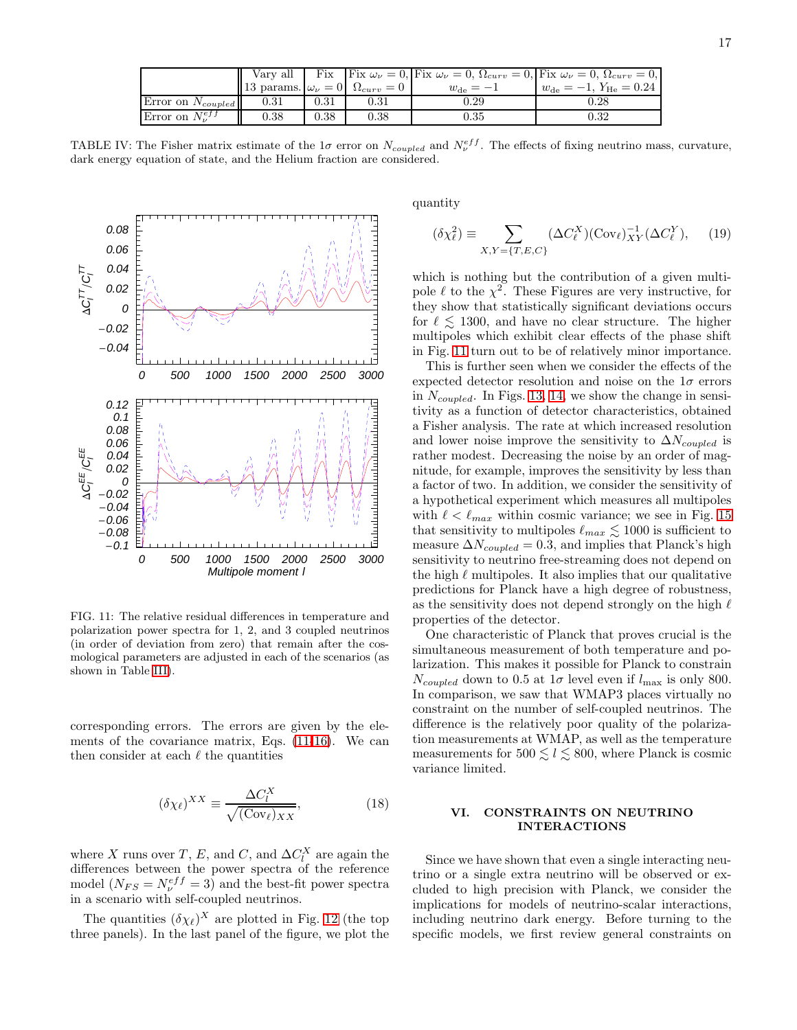|  | Vary all 13 params. | Fix $\omega_\nu = 0$ | Fix $\omega_\nu = 0$, $\Omega_{curv} = 0$ | Fix $\omega_\nu = 0$, $\Omega_{curv} = 0$, $w_{\rm de} = -1$ | Fix $\omega_\nu = 0$, $\Omega_{curv} = 0$, $w_{\rm de} = -1$, $Y_{\rm He} = 0.24$ |
|---|---|---|---|---|---|
| Error on $N_{coupled}$ | 0.31 | 0.31 | 0.31 | 0.29 | 0.28 |
| Error on $N_\nu^{eff}$ | 0.38 | 0.38 | 0.38 | 0.35 | 0.32 |

TABLE IV: The Fisher matrix estimate of the $1\sigma$ error on $N_{coupled}$ and $N_\nu^{eff}$. The effects of fixing neutrino mass, curvature, dark energy equation of state, and the Helium fraction are considered.

FIG. 11: The relative residual differences in temperature and polarization power spectra for 1, 2, and 3 coupled neutrinos (in order of deviation from zero) that remain after the cosmological parameters are adjusted in each of the scenarios (as shown in Table III).

corresponding errors. The errors are given by the elements of the covariance matrix, Eqs. (11-16). We can then consider at each $\ell$ the quantities

$$(\delta\chi_\ell)^{XX} \equiv \frac{\Delta C_l^X}{\sqrt{(\mathrm{Cov}_\ell)_{XX}}}, \tag{18}$$

where $X$ runs over $T$, $E$, and $C$, and $\Delta C_l^X$ are again the differences between the power spectra of the reference model ($N_{FS} = N_\nu^{eff} = 3$) and the best-fit power spectra in a scenario with self-coupled neutrinos.

The quantities $(\delta\chi_\ell)^X$ are plotted in Fig. 12 (the top three panels). In the last panel of the figure, we plot the quantity

$$(\delta\chi_\ell^2) \equiv \sum_{X,Y=\{T,E,C\}} (\Delta C_\ell^X)(\mathrm{Cov}_\ell)^{-1}_{XY}(\Delta C_\ell^Y), \tag{19}$$

which is nothing but the contribution of a given multipole $\ell$ to the $\chi^2$. These Figures are very instructive, for they show that statistically significant deviations occurs for $\ell \lesssim 1300$, and have no clear structure. The higher multipoles which exhibit clear effects of the phase shift in Fig. 11 turn out to be of relatively minor importance.

This is further seen when we consider the effects of the expected detector resolution and noise on the $1\sigma$ errors in $N_{coupled}$. In Figs. 13, 14, we show the change in sensitivity as a function of detector characteristics, obtained a Fisher analysis. The rate at which increased resolution and lower noise improve the sensitivity to $\Delta N_{coupled}$ is rather modest. Decreasing the noise by an order of magnitude, for example, improves the sensitivity by less than a factor of two. In addition, we consider the sensitivity of a hypothetical experiment which measures all multipoles with $\ell < \ell_{max}$ within cosmic variance; we see in Fig. 15 that sensitivity to multipoles $\ell_{max} \lesssim 1000$ is sufficient to measure $\Delta N_{coupled} = 0.3$, and implies that Planck's high sensitivity to neutrino free-streaming does not depend on the high $\ell$ multipoles. It also implies that our qualitative predictions for Planck have a high degree of robustness, as the sensitivity does not depend strongly on the high $\ell$ properties of the detector.

One characteristic of Planck that proves crucial is the simultaneous measurement of both temperature and polarization. This makes it possible for Planck to constrain $N_{coupled}$ down to 0.5 at $1\sigma$ level even if $l_{\max}$ is only 800. In comparison, we saw that WMAP3 places virtually no constraint on the number of self-coupled neutrinos. The difference is the relatively poor quality of the polarization measurements at WMAP, as well as the temperature measurements for $500 \lesssim l \lesssim 800$, where Planck is cosmic variance limited.

## VI. CONSTRAINTS ON NEUTRINO INTERACTIONS

Since we have shown that even a single interacting neutrino or a single extra neutrino will be observed or excluded to high precision with Planck, we consider the implications for models of neutrino-scalar interactions, including neutrino dark energy. Before turning to the specific models, we first review general constraints on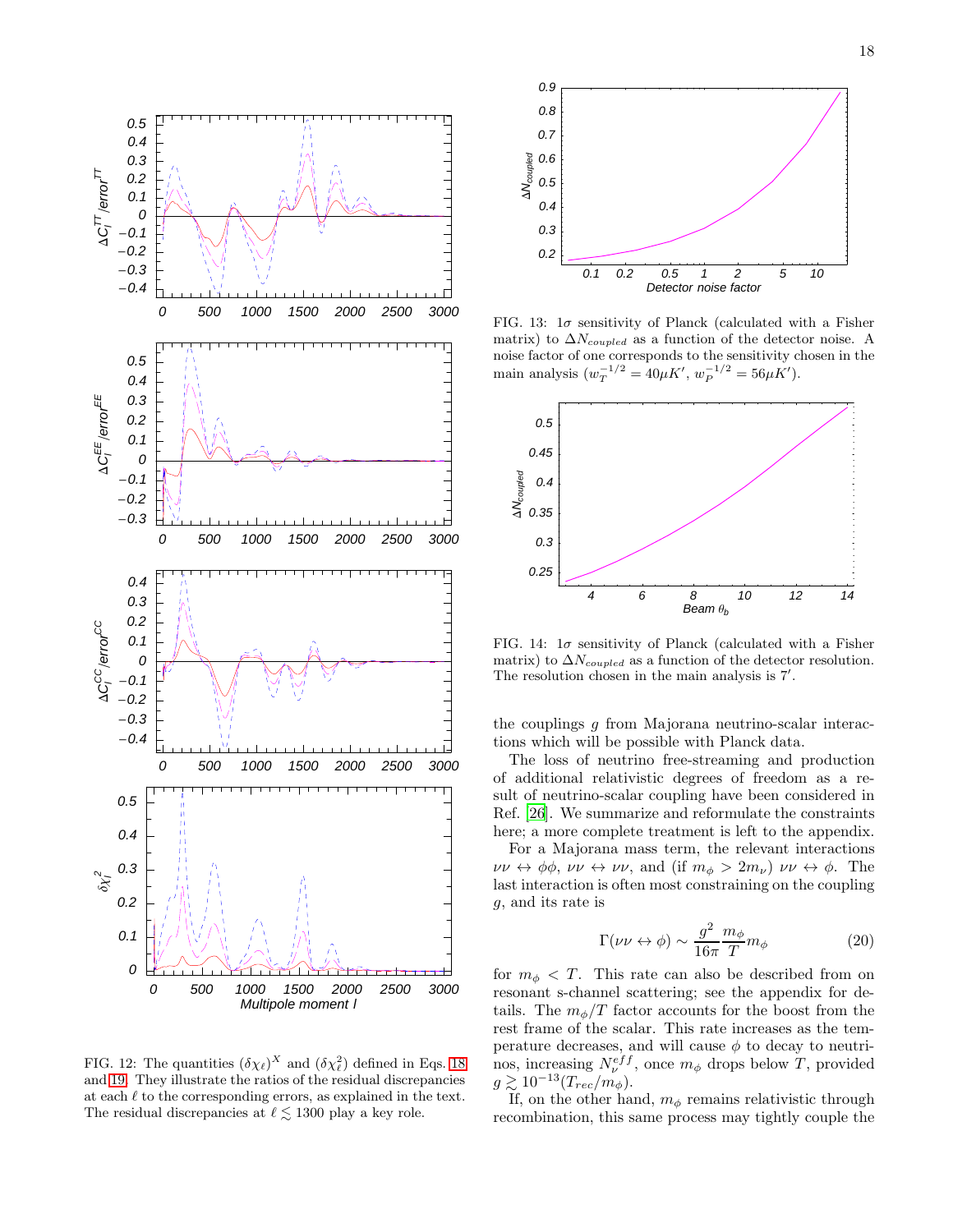FIG. 12: The quantities $(\delta\chi_\ell)^X$ and $(\delta\chi^2_\ell)$ defined in Eqs. 18 and 19. They illustrate the ratios of the residual discrepancies at each $\ell$ to the corresponding errors, as explained in the text. The residual discrepancies at $\ell \lesssim 1300$ play a key role.

FIG. 13: $1\sigma$ sensitivity of Planck (calculated with a Fisher matrix) to $\Delta N_{coupled}$ as a function of the detector noise. A noise factor of one corresponds to the sensitivity chosen in the main analysis ($w_T^{-1/2} = 40\mu K'$, $w_P^{-1/2} = 56\mu K'$).

FIG. 14: $1\sigma$ sensitivity of Planck (calculated with a Fisher matrix) to $\Delta N_{coupled}$ as a function of the detector resolution. The resolution chosen in the main analysis is $7'$.

the couplings $g$ from Majorana neutrino-scalar interactions which will be possible with Planck data.

The loss of neutrino free-streaming and production of additional relativistic degrees of freedom as a result of neutrino-scalar coupling have been considered in Ref. [26]. We summarize and reformulate the constraints here; a more complete treatment is left to the appendix.

For a Majorana mass term, the relevant interactions $\nu\nu \leftrightarrow \phi\phi$, $\nu\nu \leftrightarrow \nu\nu$, and (if $m_\phi > 2m_\nu$) $\nu\nu \leftrightarrow \phi$. The last interaction is often most constraining on the coupling $g$, and its rate is

$$\Gamma(\nu\nu \leftrightarrow \phi) \sim \frac{g^2}{16\pi}\frac{m_\phi}{T}m_\phi \tag{20}$$

for $m_\phi < T$. This rate can also be described from on resonant s-channel scattering; see the appendix for details. The $m_\phi/T$ factor accounts for the boost from the rest frame of the scalar. This rate increases as the temperature decreases, and will cause $\phi$ to decay to neutrinos, increasing $N_\nu^{eff}$, once $m_\phi$ drops below $T$, provided $g \gtrsim 10^{-13}(T_{rec}/m_\phi)$.

If, on the other hand, $m_\phi$ remains relativistic through recombination, this same process may tightly couple the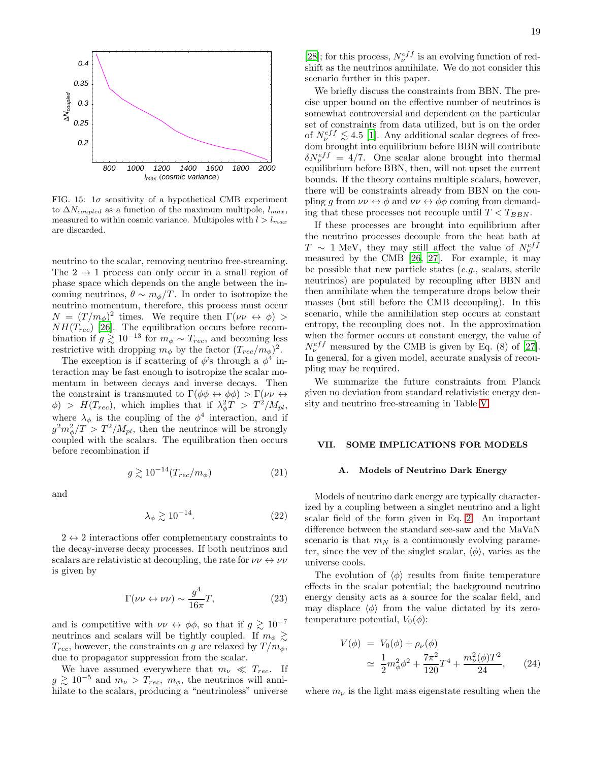FIG. 15: 1σ sensitivity of a hypothetical CMB experiment to $\Delta N_{coupled}$ as a function of the maximum multipole, $l_{max}$, measured to within cosmic variance. Multipoles with $l > l_{max}$ are discarded.

neutrino to the scalar, removing neutrino free-streaming. The $2 \to 1$ process can only occur in a small region of phase space which depends on the angle between the incoming neutrinos, $\theta \sim m_\phi/T$. In order to isotropize the neutrino momentum, therefore, this process must occur $N = (T/m_\phi)^2$ times. We require then $\Gamma(\nu\nu \leftrightarrow \phi) > NH(T_{rec})$ [26]. The equilibration occurs before recombination if $g \gtrsim 10^{-13}$ for $m_\phi \sim T_{rec}$, and becoming less restrictive with dropping $m_\phi$ by the factor $(T_{rec}/m_\phi)^2$.

The exception is if scattering of $\phi$'s through a $\phi^4$ interaction may be fast enough to isotropize the scalar momentum in between decays and inverse decays. Then the constraint is transmuted to $\Gamma(\phi\phi \leftrightarrow \phi\phi) > \Gamma(\nu\nu \leftrightarrow \phi) > H(T_{rec})$, which implies that if $\lambda_\phi^2 T > T^2/M_{pl}$, where $\lambda_\phi$ is the coupling of the $\phi^4$ interaction, and if $g^2 m_\phi^2/T > T^2/M_{pl}$, then the neutrinos will be strongly coupled with the scalars. The equilibration then occurs before recombination if

$$g \gtrsim 10^{-14}(T_{rec}/m_\phi) \tag{21}$$

and

$$\lambda_\phi \gtrsim 10^{-14}. \tag{22}$$

$2 \leftrightarrow 2$ interactions offer complementary constraints to the decay-inverse decay processes. If both neutrinos and scalars are relativistic at decoupling, the rate for $\nu\nu \leftrightarrow \nu\nu$ is given by

$$\Gamma(\nu\nu \leftrightarrow \nu\nu) \sim \frac{g^4}{16\pi}T, \tag{23}$$

and is competitive with $\nu\nu \leftrightarrow \phi\phi$, so that if $g \gtrsim 10^{-7}$ neutrinos and scalars will be tightly coupled. If $m_\phi \gtrsim T_{rec}$, however, the constraints on $g$ are relaxed by $T/m_\phi$, due to propagator suppression from the scalar.

We have assumed everywhere that $m_\nu \ll T_{rec}$. If $g \gtrsim 10^{-5}$ and $m_\nu > T_{rec}$, $m_\phi$, the neutrinos will annihilate to the scalars, producing a "neutrinoless" universe [28]; for this process, $N_\nu^{eff}$ is an evolving function of redshift as the neutrinos annihilate. We do not consider this scenario further in this paper.

We briefly discuss the constraints from BBN. The precise upper bound on the effective number of neutrinos is somewhat controversial and dependent on the particular set of constraints from data utilized, but is on the order of $N_\nu^{eff} \lesssim 4.5$ [1]. Any additional scalar degrees of freedom brought into equilibrium before BBN will contribute $\delta N_\nu^{eff} = 4/7$. One scalar alone brought into thermal equilibrium before BBN, then, will not upset the current bounds. If the theory contains multiple scalars, however, there will be constraints already from BBN on the coupling $g$ from $\nu\nu \leftrightarrow \phi$ and $\nu\nu \leftrightarrow \phi\phi$ coming from demanding that these processes not recouple until $T < T_{BBN}$.

If these processes are brought into equilibrium after the neutrino processes decouple from the heat bath at $T \sim 1$ MeV, they may still affect the value of $N_\nu^{eff}$ measured by the CMB [26, 27]. For example, it may be possible that new particle states (*e.g.*, scalars, sterile neutrinos) are populated by recoupling after BBN and then annihilate when the temperature drops below their masses (but still before the CMB decoupling). In this scenario, while the annihilation step occurs at constant entropy, the recoupling does not. In the approximation when the former occurs at constant energy, the value of $N_\nu^{eff}$ measured by the CMB is given by Eq. (8) of [27]. In general, for a given model, accurate analysis of recoupling may be required.

We summarize the future constraints from Planck given no deviation from standard relativistic energy density and neutrino free-streaming in Table V.

## VII. SOME IMPLICATIONS FOR MODELS

### A. Models of Neutrino Dark Energy

Models of neutrino dark energy are typically characterized by a coupling between a singlet neutrino and a light scalar field of the form given in Eq. 2. An important difference between the standard see-saw and the MaVaN scenario is that $m_N$ is a continuously evolving parameter, since the vev of the singlet scalar, $\langle\phi\rangle$, varies as the universe cools.

The evolution of $\langle\phi\rangle$ results from finite temperature effects in the scalar potential; the background neutrino energy density acts as a source for the scalar field, and may displace $\langle\phi\rangle$ from the value dictated by its zero-temperature potential, $V_0(\phi)$:

$$\begin{aligned} V(\phi) &= V_0(\phi) + \rho_\nu(\phi) \\ &\simeq \frac{1}{2}m_\phi^2\phi^2 + \frac{7\pi^2}{120}T^4 + \frac{m_\nu^2(\phi)T^2}{24}, \end{aligned} \tag{24}$$

where $m_\nu$ is the light mass eigenstate resulting when the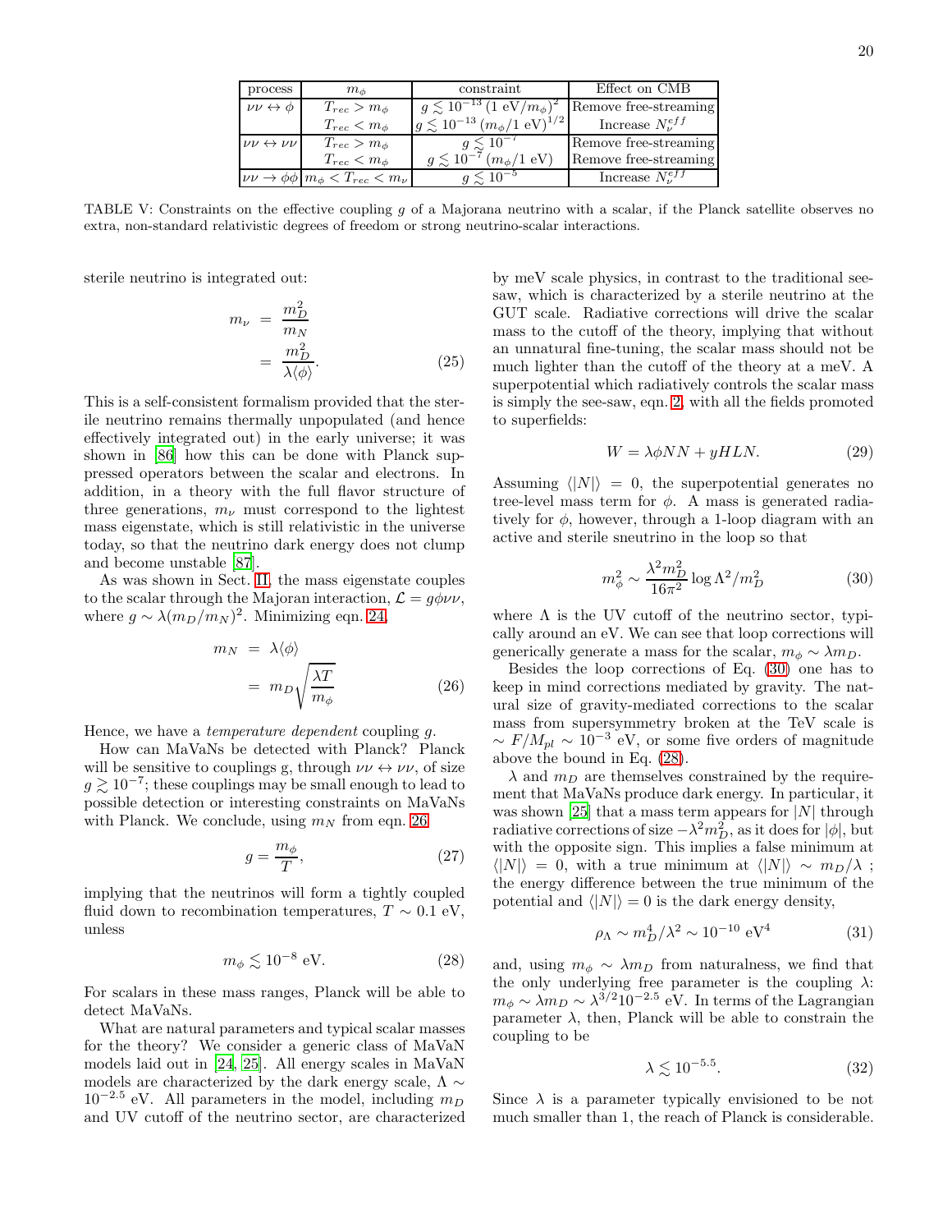| process | $m_\phi$ | constraint | Effect on CMB |
|---|---|---|---|
| $\nu\nu \leftrightarrow \phi$ | $T_{rec} > m_\phi$ | $g \lesssim 10^{-13}\,(1\text{ eV}/m_\phi)^2$ | Remove free-streaming |
| | $T_{rec} < m_\phi$ | $g \lesssim 10^{-13}\,(m_\phi/1\text{ eV})^{1/2}$ | Increase $N_\nu^{eff}$ |
| $\nu\nu \leftrightarrow \nu\nu$ | $T_{rec} > m_\phi$ | $g \lesssim 10^{-7}$ | Remove free-streaming |
| | $T_{rec} < m_\phi$ | $g \lesssim 10^{-7}\,(m_\phi/1\text{ eV})$ | Remove free-streaming |
| $\nu\nu \to \phi\phi$ | $m_\phi < T_{rec} < m_\nu$ | $g \lesssim 10^{-5}$ | Increase $N_\nu^{eff}$ |

TABLE V: Constraints on the effective coupling $g$ of a Majorana neutrino with a scalar, if the Planck satellite observes no extra, non-standard relativistic degrees of freedom or strong neutrino-scalar interactions.

sterile neutrino is integrated out:

$$
\begin{aligned}
m_\nu &= \frac{m_D^2}{m_N} \\
&= \frac{m_D^2}{\lambda\langle\phi\rangle}.
\end{aligned} \tag{25}
$$

This is a self-consistent formalism provided that the sterile neutrino remains thermally unpopulated (and hence effectively integrated out) in the early universe; it was shown in [86] how this can be done with Planck suppressed operators between the scalar and electrons. In addition, in a theory with the full flavor structure of three generations, $m_\nu$ must correspond to the lightest mass eigenstate, which is still relativistic in the universe today, so that the neutrino dark energy does not clump and become unstable [87].

As was shown in Sect. II, the mass eigenstate couples to the scalar through the Majoran interaction, $\mathcal{L} = g\phi\nu\nu$, where $g \sim \lambda(m_D/m_N)^2$. Minimizing eqn. 24,

$$
\begin{aligned}
m_N &= \lambda\langle\phi\rangle \\
&= m_D\sqrt{\frac{\lambda T}{m_\phi}}
\end{aligned} \tag{26}
$$

Hence, we have a *temperature dependent* coupling $g$.

How can MaVaNs be detected with Planck? Planck will be sensitive to couplings g, through $\nu\nu \leftrightarrow \nu\nu$, of size $g \gtrsim 10^{-7}$; these couplings may be small enough to lead to possible detection or interesting constraints on MaVaNs with Planck. We conclude, using $m_N$ from eqn. 26

$$
g = \frac{m_\phi}{T}, \tag{27}
$$

implying that the neutrinos will form a tightly coupled fluid down to recombination temperatures, $T \sim 0.1$ eV, unless

$$
m_\phi \lesssim 10^{-8}\text{ eV}. \tag{28}
$$

For scalars in these mass ranges, Planck will be able to detect MaVaNs.

What are natural parameters and typical scalar masses for the theory? We consider a generic class of MaVaN models laid out in [24, 25]. All energy scales in MaVaN models are characterized by the dark energy scale, $\Lambda \sim 10^{-2.5}$ eV. All parameters in the model, including $m_D$ and UV cutoff of the neutrino sector, are characterized by meV scale physics, in contrast to the traditional see-saw, which is characterized by a sterile neutrino at the GUT scale. Radiative corrections will drive the scalar mass to the cutoff of the theory, implying that without an unnatural fine-tuning, the scalar mass should not be much lighter than the cutoff of the theory at a meV. A superpotential which radiatively controls the scalar mass is simply the see-saw, eqn. 2, with all the fields promoted to superfields:

$$
W = \lambda\phi NN + yHLN. \tag{29}
$$

Assuming $\langle|N|\rangle = 0$, the superpotential generates no tree-level mass term for $\phi$. A mass is generated radiatively for $\phi$, however, through a 1-loop diagram with an active and sterile sneutrino in the loop so that

$$
m_\phi^2 \sim \frac{\lambda^2 m_D^2}{16\pi^2}\log\Lambda^2/m_D^2 \tag{30}
$$

where $\Lambda$ is the UV cutoff of the neutrino sector, typically around an eV. We can see that loop corrections will generically generate a mass for the scalar, $m_\phi \sim \lambda m_D$.

Besides the loop corrections of Eq. (30) one has to keep in mind corrections mediated by gravity. The natural size of gravity-mediated corrections to the scalar mass from supersymmetry broken at the TeV scale is $\sim F/M_{pl} \sim 10^{-3}$ eV, or some five orders of magnitude above the bound in Eq. (28).

$\lambda$ and $m_D$ are themselves constrained by the requirement that MaVaNs produce dark energy. In particular, it was shown [25] that a mass term appears for $|N|$ through radiative corrections of size $-\lambda^2 m_D^2$, as it does for $|\phi|$, but with the opposite sign. This implies a false minimum at $\langle|N|\rangle = 0$, with a true minimum at $\langle|N|\rangle \sim m_D/\lambda$ ; the energy difference between the true minimum of the potential and $\langle|N|\rangle = 0$ is the dark energy density,

$$
\rho_\Lambda \sim m_D^4/\lambda^2 \sim 10^{-10}\text{ eV}^4 \tag{31}
$$

and, using $m_\phi \sim \lambda m_D$ from naturalness, we find that the only underlying free parameter is the coupling $\lambda$: $m_\phi \sim \lambda m_D \sim \lambda^{3/2}10^{-2.5}$ eV. In terms of the Lagrangian parameter $\lambda$, then, Planck will be able to constrain the coupling to be

$$
\lambda \lesssim 10^{-5.5}. \tag{32}
$$

Since $\lambda$ is a parameter typically envisioned to be not much smaller than 1, the reach of Planck is considerable.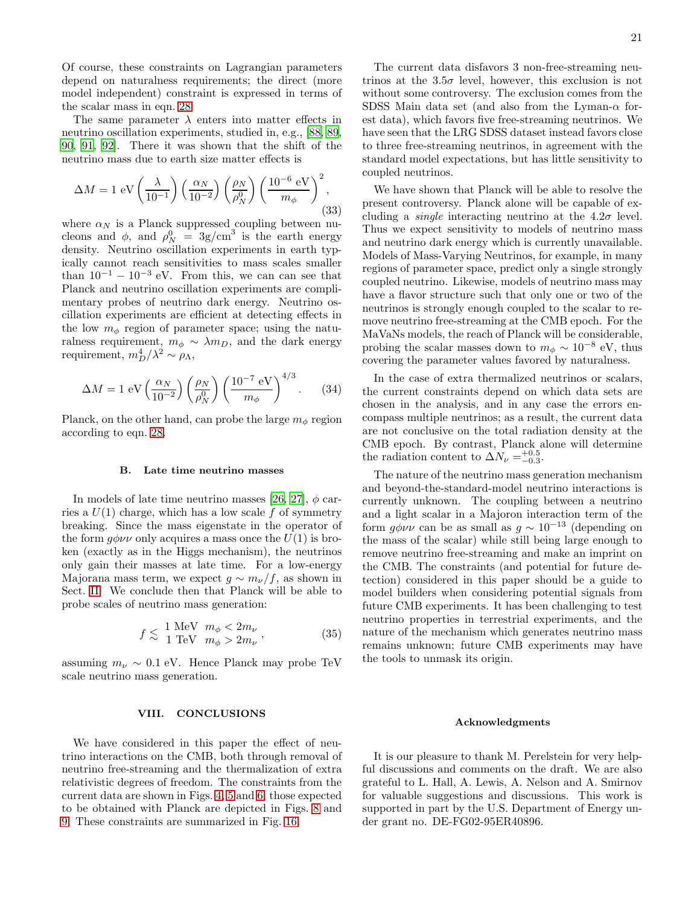Of course, these constraints on Lagrangian parameters depend on naturalness requirements; the direct (more model independent) constraint is expressed in terms of the scalar mass in eqn. 28.

The same parameter $\lambda$ enters into matter effects in neutrino oscillation experiments, studied in, e.g., [88, 89, 90, 91, 92]. There it was shown that the shift of the neutrino mass due to earth size matter effects is

$$\Delta M = 1 \text{ eV} \left(\frac{\lambda}{10^{-1}}\right)\left(\frac{\alpha_N}{10^{-2}}\right)\left(\frac{\rho_N}{\rho_N^0}\right)\left(\frac{10^{-6}\text{ eV}}{m_\phi}\right)^2, \tag{33}$$

where $\alpha_N$ is a Planck suppressed coupling between nucleons and $\phi$, and $\rho_N^0 = 3\text{g/cm}^3$ is the earth energy density. Neutrino oscillation experiments in earth typically cannot reach sensitivities to mass scales smaller than $10^{-1} - 10^{-3}$ eV. From this, we can can see that Planck and neutrino oscillation experiments are complimentary probes of neutrino dark energy. Neutrino oscillation experiments are efficient at detecting effects in the low $m_\phi$ region of parameter space; using the naturalness requirement, $m_\phi \sim \lambda m_D$, and the dark energy requirement, $m_D^4/\lambda^2 \sim \rho_\Lambda$,

$$\Delta M = 1 \text{ eV} \left(\frac{\alpha_N}{10^{-2}}\right)\left(\frac{\rho_N}{\rho_N^0}\right)\left(\frac{10^{-7}\text{ eV}}{m_\phi}\right)^{4/3}. \tag{34}$$

Planck, on the other hand, can probe the large $m_\phi$ region according to eqn. 28.

### B. Late time neutrino masses

In models of late time neutrino masses [26, 27], $\phi$ carries a $U(1)$ charge, which has a low scale $f$ of symmetry breaking. Since the mass eigenstate in the operator of the form $g\phi\nu\nu$ only acquires a mass once the $U(1)$ is broken (exactly as in the Higgs mechanism), the neutrinos only gain their masses at late time. For a low-energy Majorana mass term, we expect $g \sim m_\nu/f$, as shown in Sect. II. We conclude then that Planck will be able to probe scales of neutrino mass generation:

$$f \lesssim \begin{array}{ll} 1 \text{ MeV} & m_\phi < 2m_\nu \\ 1 \text{ TeV} & m_\phi > 2m_\nu \end{array}, \tag{35}$$

assuming $m_\nu \sim 0.1$ eV. Hence Planck may probe TeV scale neutrino mass generation.

## VIII. CONCLUSIONS

We have considered in this paper the effect of neutrino interactions on the CMB, both through removal of neutrino free-streaming and the thermalization of extra relativistic degrees of freedom. The constraints from the current data are shown in Figs. 4, 5 and 6; those expected to be obtained with Planck are depicted in Figs. 8 and 9. These constraints are summarized in Fig. 16.

The current data disfavors 3 non-free-streaming neutrinos at the $3.5\sigma$ level, however, this exclusion is not without some controversy. The exclusion comes from the SDSS Main data set (and also from the Lyman-$\alpha$ forest data), which favors five free-streaming neutrinos. We have seen that the LRG SDSS dataset instead favors close to three free-streaming neutrinos, in agreement with the standard model expectations, but has little sensitivity to coupled neutrinos.

We have shown that Planck will be able to resolve the present controversy. Planck alone will be capable of excluding a *single* interacting neutrino at the $4.2\sigma$ level. Thus we expect sensitivity to models of neutrino mass and neutrino dark energy which is currently unavailable. Models of Mass-Varying Neutrinos, for example, in many regions of parameter space, predict only a single strongly coupled neutrino. Likewise, models of neutrino mass may have a flavor structure such that only one or two of the neutrinos is strongly enough coupled to the scalar to remove neutrino free-streaming at the CMB epoch. For the MaVaNs models, the reach of Planck will be considerable, probing the scalar masses down to $m_\phi \sim 10^{-8}$ eV, thus covering the parameter values favored by naturalness.

In the case of extra thermalized neutrinos or scalars, the current constraints depend on which data sets are chosen in the analysis, and in any case the errors encompass multiple neutrinos; as a result, the current data are not conclusive on the total radiation density at the CMB epoch. By contrast, Planck alone will determine the radiation content to $\Delta N_\nu = ^{+0.5}_{-0.3}$.

The nature of the neutrino mass generation mechanism and beyond-the-standard-model neutrino interactions is currently unknown. The coupling between a neutrino and a light scalar in a Majoron interaction term of the form $g\phi\nu\nu$ can be as small as $g \sim 10^{-13}$ (depending on the mass of the scalar) while still being large enough to remove neutrino free-streaming and make an imprint on the CMB. The constraints (and potential for future detection) considered in this paper should be a guide to model builders when considering potential signals from future CMB experiments. It has been challenging to test neutrino properties in terrestrial experiments, and the nature of the mechanism which generates neutrino mass remains unknown; future CMB experiments may have the tools to unmask its origin.

### Acknowledgments

It is our pleasure to thank M. Perelstein for very helpful discussions and comments on the draft. We are also grateful to L. Hall, A. Lewis, A. Nelson and A. Smirnov for valuable suggestions and discussions. This work is supported in part by the U.S. Department of Energy under grant no. DE-FG02-95ER40896.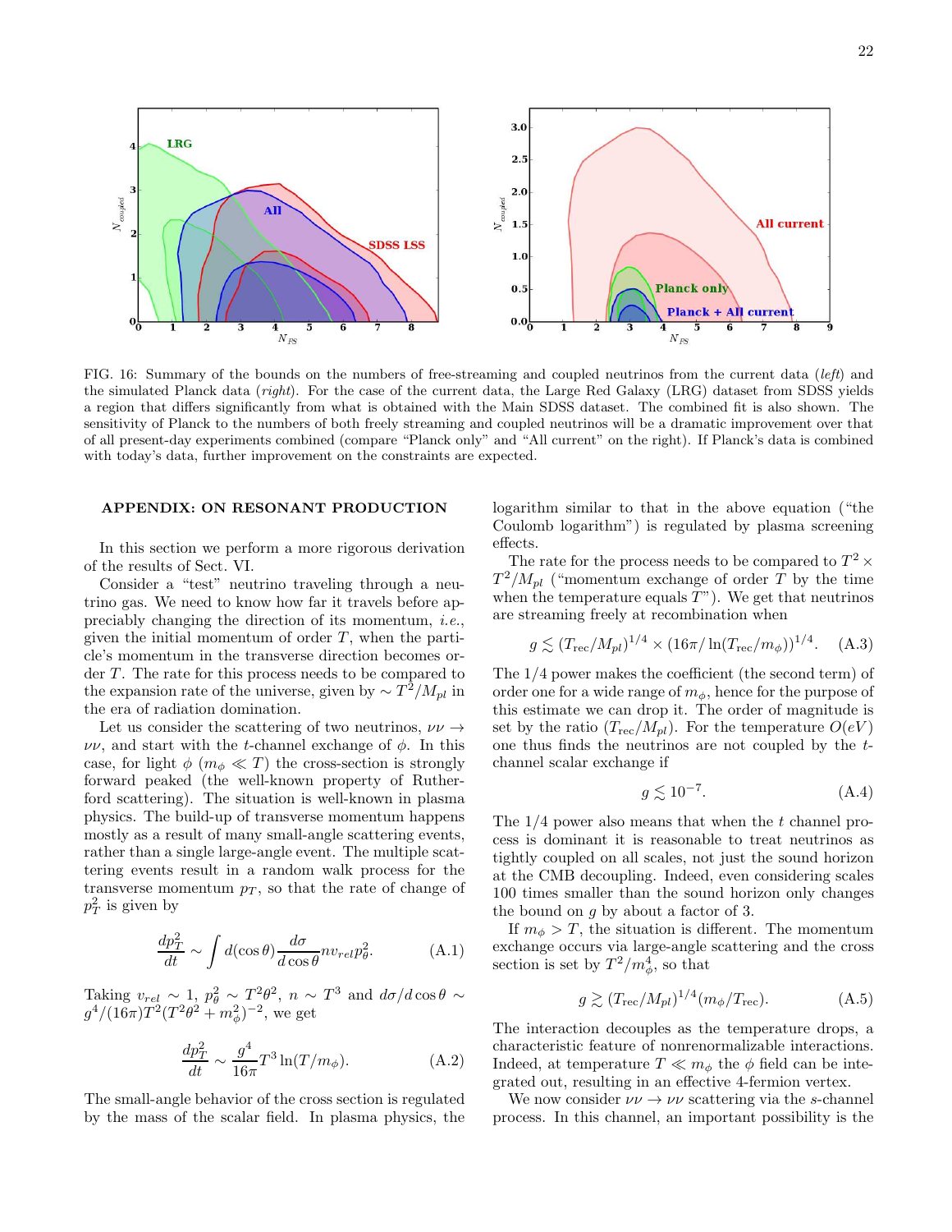FIG. 16: Summary of the bounds on the numbers of free-streaming and coupled neutrinos from the current data (*left*) and the simulated Planck data (*right*). For the case of the current data, the Large Red Galaxy (LRG) dataset from SDSS yields a region that differs significantly from what is obtained with the Main SDSS dataset. The combined fit is also shown. The sensitivity of Planck to the numbers of both freely streaming and coupled neutrinos will be a dramatic improvement over that of all present-day experiments combined (compare "Planck only" and "All current" on the right). If Planck's data is combined with today's data, further improvement on the constraints are expected.

## APPENDIX: ON RESONANT PRODUCTION

In this section we perform a more rigorous derivation of the results of Sect. VI.

Consider a "test" neutrino traveling through a neutrino gas. We need to know how far it travels before appreciably changing the direction of its momentum, *i.e.*, given the initial momentum of order $T$, when the particle's momentum in the transverse direction becomes order $T$. The rate for this process needs to be compared to the expansion rate of the universe, given by $\sim T^2/M_{pl}$ in the era of radiation domination.

Let us consider the scattering of two neutrinos, $\nu\nu \to \nu\nu$, and start with the $t$-channel exchange of $\phi$. In this case, for light $\phi$ ($m_\phi \ll T$) the cross-section is strongly forward peaked (the well-known property of Rutherford scattering). The situation is well-known in plasma physics. The build-up of transverse momentum happens mostly as a result of many small-angle scattering events, rather than a single large-angle event. The multiple scattering events result in a random walk process for the transverse momentum $p_T$, so that the rate of change of $p_T^2$ is given by

$$\frac{dp_T^2}{dt} \sim \int d(\cos\theta) \frac{d\sigma}{d\cos\theta} n v_{rel} p_\theta^2. \qquad (A.1)$$

Taking $v_{rel} \sim 1$, $p_\theta^2 \sim T^2\theta^2$, $n \sim T^3$ and $d\sigma/d\cos\theta \sim g^4/(16\pi)T^2(T^2\theta^2 + m_\phi^2)^{-2}$, we get

$$\frac{dp_T^2}{dt} \sim \frac{g^4}{16\pi} T^3 \ln(T/m_\phi). \qquad (A.2)$$

The small-angle behavior of the cross section is regulated by the mass of the scalar field. In plasma physics, the logarithm similar to that in the above equation ("the Coulomb logarithm") is regulated by plasma screening effects.

The rate for the process needs to be compared to $T^2 \times T^2/M_{pl}$ ("momentum exchange of order $T$ by the time when the temperature equals $T$"). We get that neutrinos are streaming freely at recombination when

$$g \lesssim (T_{\rm rec}/M_{pl})^{1/4} \times (16\pi/\ln(T_{\rm rec}/m_\phi))^{1/4}. \qquad (A.3)$$

The 1/4 power makes the coefficient (the second term) of order one for a wide range of $m_\phi$, hence for the purpose of this estimate we can drop it. The order of magnitude is set by the ratio $(T_{\rm rec}/M_{pl})$. For the temperature $O(eV)$ one thus finds the neutrinos are not coupled by the $t$-channel scalar exchange if

$$g \lesssim 10^{-7}. \qquad (A.4)$$

The 1/4 power also means that when the $t$ channel process is dominant it is reasonable to treat neutrinos as tightly coupled on all scales, not just the sound horizon at the CMB decoupling. Indeed, even considering scales 100 times smaller than the sound horizon only changes the bound on $g$ by about a factor of 3.

If $m_\phi > T$, the situation is different. The momentum exchange occurs via large-angle scattering and the cross section is set by $T^2/m_\phi^4$, so that

$$g \gtrsim (T_{\rm rec}/M_{pl})^{1/4}(m_\phi/T_{\rm rec}). \qquad (A.5)$$

The interaction decouples as the temperature drops, a characteristic feature of nonrenormalizable interactions. Indeed, at temperature $T \ll m_\phi$ the $\phi$ field can be integrated out, resulting in an effective 4-fermion vertex.

We now consider $\nu\nu \to \nu\nu$ scattering via the $s$-channel process. In this channel, an important possibility is the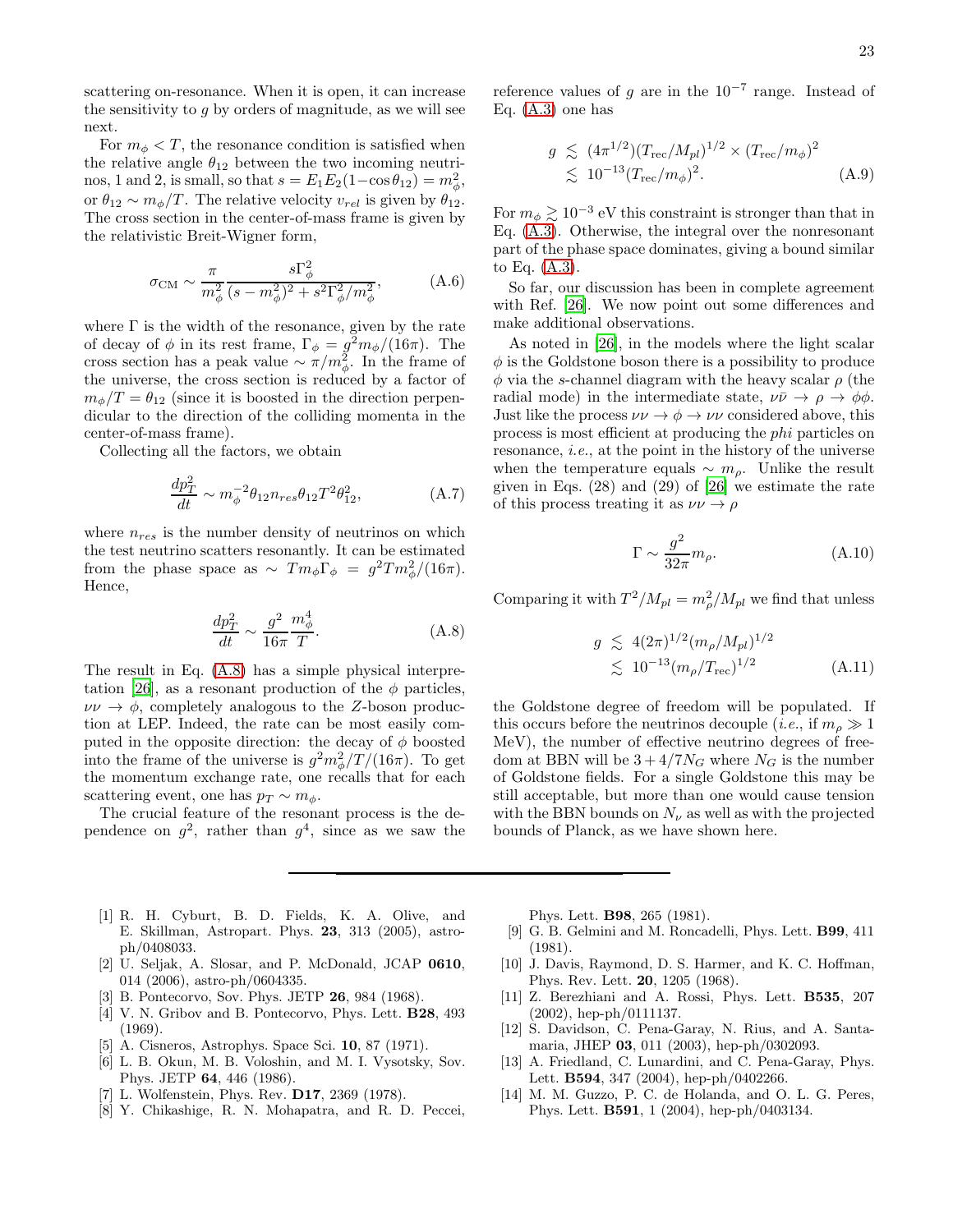scattering on-resonance. When it is open, it can increase the sensitivity to $g$ by orders of magnitude, as we will see next.

For $m_\phi < T$, the resonance condition is satisfied when the relative angle $\theta_{12}$ between the two incoming neutrinos, 1 and 2, is small, so that $s = E_1 E_2 (1-\cos\theta_{12}) = m_\phi^2$, or $\theta_{12} \sim m_\phi/T$. The relative velocity $v_{rel}$ is given by $\theta_{12}$. The cross section in the center-of-mass frame is given by the relativistic Breit-Wigner form,

$$\sigma_{\rm CM} \sim \frac{\pi}{m_\phi^2} \frac{s\Gamma_\phi^2}{(s-m_\phi^2)^2 + s^2\Gamma_\phi^2/m_\phi^2}, \tag{A.6}$$

where $\Gamma$ is the width of the resonance, given by the rate of decay of $\phi$ in its rest frame, $\Gamma_\phi = g^2 m_\phi/(16\pi)$. The cross section has a peak value $\sim \pi/m_\phi^2$. In the frame of the universe, the cross section is reduced by a factor of $m_\phi/T = \theta_{12}$ (since it is boosted in the direction perpendicular to the direction of the colliding momenta in the center-of-mass frame).

Collecting all the factors, we obtain

$$\frac{dp_T^2}{dt} \sim m_\phi^{-2}\theta_{12} n_{res} \theta_{12} T^2 \theta_{12}^2, \tag{A.7}$$

where $n_{res}$ is the number density of neutrinos on which the test neutrino scatters resonantly. It can be estimated from the phase space as $\sim T m_\phi \Gamma_\phi = g^2 T m_\phi^2/(16\pi)$. Hence,

$$\frac{dp_T^2}{dt} \sim \frac{g^2}{16\pi}\frac{m_\phi^4}{T}. \tag{A.8}$$

The result in Eq. (A.8) has a simple physical interpretation [26], as a resonant production of the $\phi$ particles, $\nu\nu \to \phi$, completely analogous to the $Z$-boson production at LEP. Indeed, the rate can be most easily computed in the opposite direction: the decay of $\phi$ boosted into the frame of the universe is $g^2 m_\phi^2/T/(16\pi)$. To get the momentum exchange rate, one recalls that for each scattering event, one has $p_T \sim m_\phi$.

The crucial feature of the resonant process is the dependence on $g^2$, rather than $g^4$, since as we saw the reference values of $g$ are in the $10^{-7}$ range. Instead of Eq. (A.3) one has

$$\begin{aligned} g &\lesssim (4\pi^{1/2})(T_{\rm rec}/M_{pl})^{1/2} \times (T_{\rm rec}/m_\phi)^2 \\ &\lesssim 10^{-13}(T_{\rm rec}/m_\phi)^2. \end{aligned} \tag{A.9}$$

For $m_\phi \gtrsim 10^{-3}$ eV this constraint is stronger than that in Eq. (A.3). Otherwise, the integral over the nonresonant part of the phase space dominates, giving a bound similar to Eq. (A.3).

So far, our discussion has been in complete agreement with Ref. [26]. We now point out some differences and make additional observations.

As noted in [26], in the models where the light scalar $\phi$ is the Goldstone boson there is a possibility to produce $\phi$ via the $s$-channel diagram with the heavy scalar $\rho$ (the radial mode) in the intermediate state, $\nu\bar{\nu} \to \rho \to \phi\phi$. Just like the process $\nu\nu \to \phi \to \nu\nu$ considered above, this process is most efficient at producing the *phi* particles on resonance, *i.e.*, at the point in the history of the universe when the temperature equals $\sim m_\rho$. Unlike the result given in Eqs. (28) and (29) of [26] we estimate the rate of this process treating it as $\nu\nu \to \rho$

$$\Gamma \sim \frac{g^2}{32\pi} m_\rho. \tag{A.10}$$

Comparing it with $T^2/M_{pl} = m_\rho^2/M_{pl}$ we find that unless

$$\begin{aligned} g &\lesssim 4(2\pi)^{1/2}(m_\rho/M_{pl})^{1/2} \\ &\lesssim 10^{-13}(m_\rho/T_{\rm rec})^{1/2} \end{aligned} \tag{A.11}$$

the Goldstone degree of freedom will be populated. If this occurs before the neutrinos decouple (*i.e.*, if $m_\rho \gg 1$ MeV), the number of effective neutrino degrees of freedom at BBN will be $3 + 4/7 N_G$ where $N_G$ is the number of Goldstone fields. For a single Goldstone this may be still acceptable, but more than one would cause tension with the BBN bounds on $N_\nu$ as well as with the projected bounds of Planck, as we have shown here.

---

[1] R. H. Cyburt, B. D. Fields, K. A. Olive, and E. Skillman, Astropart. Phys. **23**, 313 (2005), astro-ph/0408033.

[2] U. Seljak, A. Slosar, and P. McDonald, JCAP **0610**, 014 (2006), astro-ph/0604335.

[3] B. Pontecorvo, Sov. Phys. JETP **26**, 984 (1968).

[4] V. N. Gribov and B. Pontecorvo, Phys. Lett. **B28**, 493 (1969).

[5] A. Cisneros, Astrophys. Space Sci. **10**, 87 (1971).

[6] L. B. Okun, M. B. Voloshin, and M. I. Vysotsky, Sov. Phys. JETP **64**, 446 (1986).

[7] L. Wolfenstein, Phys. Rev. **D17**, 2369 (1978).

[8] Y. Chikashige, R. N. Mohapatra, and R. D. Peccei, Phys. Lett. **B98**, 265 (1981).

[9] G. B. Gelmini and M. Roncadelli, Phys. Lett. **B99**, 411 (1981).

[10] J. Davis, Raymond, D. S. Harmer, and K. C. Hoffman, Phys. Rev. Lett. **20**, 1205 (1968).

[11] Z. Berezhiani and A. Rossi, Phys. Lett. **B535**, 207 (2002), hep-ph/0111137.

[12] S. Davidson, C. Pena-Garay, N. Rius, and A. Santamaria, JHEP **03**, 011 (2003), hep-ph/0302093.

[13] A. Friedland, C. Lunardini, and C. Pena-Garay, Phys. Lett. **B594**, 347 (2004), hep-ph/0402266.

[14] M. M. Guzzo, P. C. de Holanda, and O. L. G. Peres, Phys. Lett. **B591**, 1 (2004), hep-ph/0403134.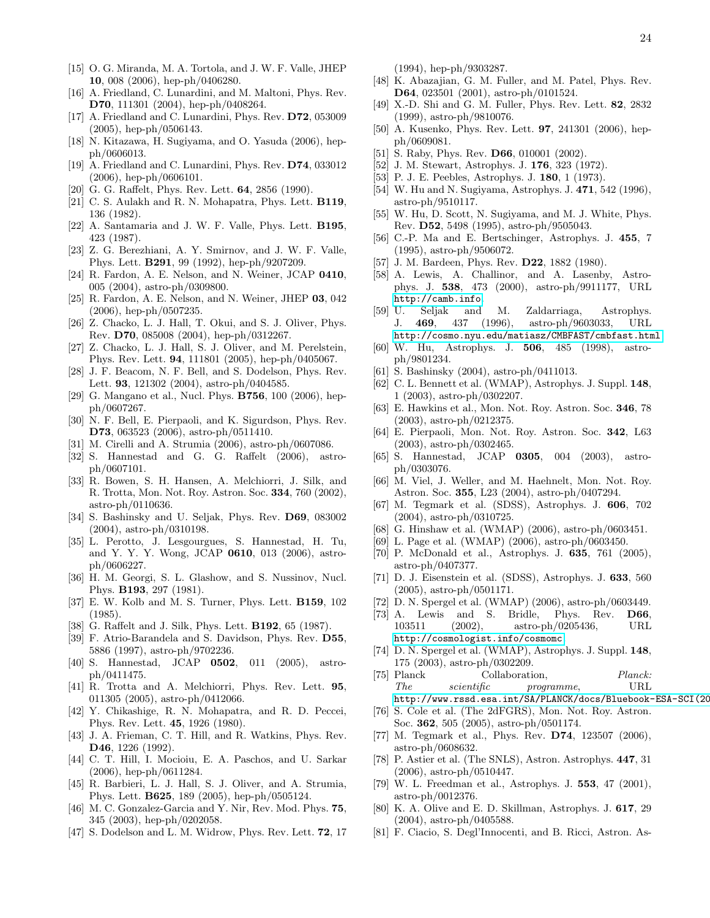[15] O. G. Miranda, M. A. Tortola, and J. W. F. Valle, JHEP **10**, 008 (2006), hep-ph/0406280.

[16] A. Friedland, C. Lunardini, and M. Maltoni, Phys. Rev. **D70**, 111301 (2004), hep-ph/0408264.

[17] A. Friedland and C. Lunardini, Phys. Rev. **D72**, 053009 (2005), hep-ph/0506143.

[18] N. Kitazawa, H. Sugiyama, and O. Yasuda (2006), hep-ph/0606013.

[19] A. Friedland and C. Lunardini, Phys. Rev. **D74**, 033012 (2006), hep-ph/0606101.

[20] G. G. Raffelt, Phys. Rev. Lett. **64**, 2856 (1990).

[21] C. S. Aulakh and R. N. Mohapatra, Phys. Lett. **B119**, 136 (1982).

[22] A. Santamaria and J. W. F. Valle, Phys. Lett. **B195**, 423 (1987).

[23] Z. G. Berezhiani, A. Y. Smirnov, and J. W. F. Valle, Phys. Lett. **B291**, 99 (1992), hep-ph/9207209.

[24] R. Fardon, A. E. Nelson, and N. Weiner, JCAP **0410**, 005 (2004), astro-ph/0309800.

[25] R. Fardon, A. E. Nelson, and N. Weiner, JHEP **03**, 042 (2006), hep-ph/0507235.

[26] Z. Chacko, L. J. Hall, T. Okui, and S. J. Oliver, Phys. Rev. **D70**, 085008 (2004), hep-ph/0312267.

[27] Z. Chacko, L. J. Hall, S. J. Oliver, and M. Perelstein, Phys. Rev. Lett. **94**, 111801 (2005), hep-ph/0405067.

[28] J. F. Beacom, N. F. Bell, and S. Dodelson, Phys. Rev. Lett. **93**, 121302 (2004), astro-ph/0404585.

[29] G. Mangano et al., Nucl. Phys. **B756**, 100 (2006), hep-ph/0607267.

[30] N. F. Bell, E. Pierpaoli, and K. Sigurdson, Phys. Rev. **D73**, 063523 (2006), astro-ph/0511410.

[31] M. Cirelli and A. Strumia (2006), astro-ph/0607086.

[32] S. Hannestad and G. G. Raffelt (2006), astro-ph/0607101.

[33] R. Bowen, S. H. Hansen, A. Melchiorri, J. Silk, and R. Trotta, Mon. Not. Roy. Astron. Soc. **334**, 760 (2002), astro-ph/0110636.

[34] S. Bashinsky and U. Seljak, Phys. Rev. **D69**, 083002 (2004), astro-ph/0310198.

[35] L. Perotto, J. Lesgourgues, S. Hannestad, H. Tu, and Y. Y. Y. Wong, JCAP **0610**, 013 (2006), astro-ph/0606227.

[36] H. M. Georgi, S. L. Glashow, and S. Nussinov, Nucl. Phys. **B193**, 297 (1981).

[37] E. W. Kolb and M. S. Turner, Phys. Lett. **B159**, 102 (1985).

[38] G. Raffelt and J. Silk, Phys. Lett. **B192**, 65 (1987).

[39] F. Atrio-Barandela and S. Davidson, Phys. Rev. **D55**, 5886 (1997), astro-ph/9702236.

[40] S. Hannestad, JCAP **0502**, 011 (2005), astro-ph/0411475.

[41] R. Trotta and A. Melchiorri, Phys. Rev. Lett. **95**, 011305 (2005), astro-ph/0412066.

[42] Y. Chikashige, R. N. Mohapatra, and R. D. Peccei, Phys. Rev. Lett. **45**, 1926 (1980).

[43] J. A. Frieman, C. T. Hill, and R. Watkins, Phys. Rev. **D46**, 1226 (1992).

[44] C. T. Hill, I. Mocioiu, E. A. Paschos, and U. Sarkar (2006), hep-ph/0611284.

[45] R. Barbieri, L. J. Hall, S. J. Oliver, and A. Strumia, Phys. Lett. **B625**, 189 (2005), hep-ph/0505124.

[46] M. C. Gonzalez-Garcia and Y. Nir, Rev. Mod. Phys. **75**, 345 (2003), hep-ph/0202058.

[47] S. Dodelson and L. M. Widrow, Phys. Rev. Lett. **72**, 17 (1994), hep-ph/9303287.

[48] K. Abazajian, G. M. Fuller, and M. Patel, Phys. Rev. **D64**, 023501 (2001), astro-ph/0101524.

[49] X.-D. Shi and G. M. Fuller, Phys. Rev. Lett. **82**, 2832 (1999), astro-ph/9810076.

[50] A. Kusenko, Phys. Rev. Lett. **97**, 241301 (2006), hep-ph/0609081.

[51] S. Raby, Phys. Rev. **D66**, 010001 (2002).

[52] J. M. Stewart, Astrophys. J. **176**, 323 (1972).

[53] P. J. E. Peebles, Astrophys. J. **180**, 1 (1973).

[54] W. Hu and N. Sugiyama, Astrophys. J. **471**, 542 (1996), astro-ph/9510117.

[55] W. Hu, D. Scott, N. Sugiyama, and M. J. White, Phys. Rev. **D52**, 5498 (1995), astro-ph/9505043.

[56] C.-P. Ma and E. Bertschinger, Astrophys. J. **455**, 7 (1995), astro-ph/9506072.

[57] J. M. Bardeen, Phys. Rev. **D22**, 1882 (1980).

[58] A. Lewis, A. Challinor, and A. Lasenby, Astrophys. J. **538**, 473 (2000), astro-ph/9911177, URL http://camb.info.

[59] U. Seljak and M. Zaldarriaga, Astrophys. J. **469**, 437 (1996), astro-ph/9603033, URL http://cosmo.nyu.edu/matiasz/CMBFAST/cmbfast.html.

[60] W. Hu, Astrophys. J. **506**, 485 (1998), astro-ph/9801234.

[61] S. Bashinsky (2004), astro-ph/0411013.

[62] C. L. Bennett et al. (WMAP), Astrophys. J. Suppl. **148**, 1 (2003), astro-ph/0302207.

[63] E. Hawkins et al., Mon. Not. Roy. Astron. Soc. **346**, 78 (2003), astro-ph/0212375.

[64] E. Pierpaoli, Mon. Not. Roy. Astron. Soc. **342**, L63 (2003), astro-ph/0302465.

[65] S. Hannestad, JCAP **0305**, 004 (2003), astro-ph/0303076.

[66] M. Viel, J. Weller, and M. Haehnelt, Mon. Not. Roy. Astron. Soc. **355**, L23 (2004), astro-ph/0407294.

[67] M. Tegmark et al. (SDSS), Astrophys. J. **606**, 702 (2004), astro-ph/0310725.

[68] G. Hinshaw et al. (WMAP) (2006), astro-ph/0603451.

[69] L. Page et al. (WMAP) (2006), astro-ph/0603450.

[70] P. McDonald et al., Astrophys. J. **635**, 761 (2005), astro-ph/0407377.

[71] D. J. Eisenstein et al. (SDSS), Astrophys. J. **633**, 560 (2005), astro-ph/0501171.

[72] D. N. Spergel et al. (WMAP) (2006), astro-ph/0603449.

[73] A. Lewis and S. Bridle, Phys. Rev. **D66**, 103511 (2002), astro-ph/0205436, URL http://cosmologist.info/cosmomc.

[74] D. N. Spergel et al. (WMAP), Astrophys. J. Suppl. **148**, 175 (2003), astro-ph/0302209.

[75] Planck Collaboration, *Planck: The scientific programme*, URL http://www.rssd.esa.int/SA/PLANCK/docs/Bluebook-ESA-SCI(20

[76] S. Cole et al. (The 2dFGRS), Mon. Not. Roy. Astron. Soc. **362**, 505 (2005), astro-ph/0501174.

[77] M. Tegmark et al., Phys. Rev. **D74**, 123507 (2006), astro-ph/0608632.

[78] P. Astier et al. (The SNLS), Astron. Astrophys. **447**, 31 (2006), astro-ph/0510447.

[79] W. L. Freedman et al., Astrophys. J. **553**, 47 (2001), astro-ph/0012376.

[80] K. A. Olive and E. D. Skillman, Astrophys. J. **617**, 29 (2004), astro-ph/0405588.

[81] F. Ciacio, S. Degl'Innocenti, and B. Ricci, Astron. As-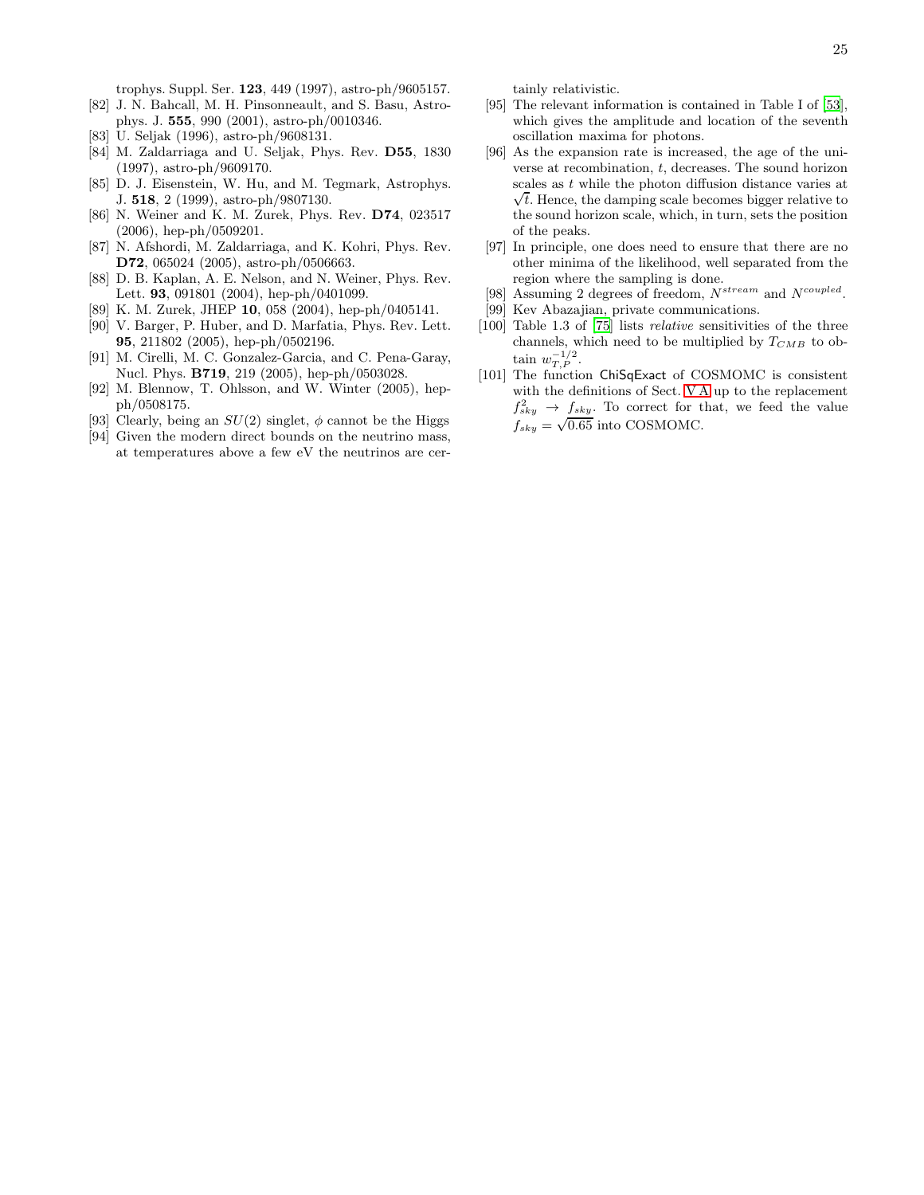trophys. Suppl. Ser. **123**, 449 (1997), astro-ph/9605157.

[82] J. N. Bahcall, M. H. Pinsonneault, and S. Basu, Astrophys. J. **555**, 990 (2001), astro-ph/0010346.

[83] U. Seljak (1996), astro-ph/9608131.

[84] M. Zaldarriaga and U. Seljak, Phys. Rev. **D55**, 1830 (1997), astro-ph/9609170.

[85] D. J. Eisenstein, W. Hu, and M. Tegmark, Astrophys. J. **518**, 2 (1999), astro-ph/9807130.

[86] N. Weiner and K. M. Zurek, Phys. Rev. **D74**, 023517 (2006), hep-ph/0509201.

[87] N. Afshordi, M. Zaldarriaga, and K. Kohri, Phys. Rev. **D72**, 065024 (2005), astro-ph/0506663.

[88] D. B. Kaplan, A. E. Nelson, and N. Weiner, Phys. Rev. Lett. **93**, 091801 (2004), hep-ph/0401099.

[89] K. M. Zurek, JHEP **10**, 058 (2004), hep-ph/0405141.

[90] V. Barger, P. Huber, and D. Marfatia, Phys. Rev. Lett. **95**, 211802 (2005), hep-ph/0502196.

[91] M. Cirelli, M. C. Gonzalez-Garcia, and C. Pena-Garay, Nucl. Phys. **B719**, 219 (2005), hep-ph/0503028.

[92] M. Blennow, T. Ohlsson, and W. Winter (2005), hep-ph/0508175.

[93] Clearly, being an $SU(2)$ singlet, $\phi$ cannot be the Higgs

[94] Given the modern direct bounds on the neutrino mass, at temperatures above a few eV the neutrinos are certainly relativistic.

[95] The relevant information is contained in Table I of [53], which gives the amplitude and location of the seventh oscillation maxima for photons.

[96] As the expansion rate is increased, the age of the universe at recombination, $t$, decreases. The sound horizon scales as $t$ while the photon diffusion distance varies at $\sqrt{t}$. Hence, the damping scale becomes bigger relative to the sound horizon scale, which, in turn, sets the position of the peaks.

[97] In principle, one does need to ensure that there are no other minima of the likelihood, well separated from the region where the sampling is done.

[98] Assuming 2 degrees of freedom, $N^{stream}$ and $N^{coupled}$.

[99] Kev Abazajian, private communications.

[100] Table 1.3 of [75] lists *relative* sensitivities of the three channels, which need to be multiplied by $T_{CMB}$ to obtain $w_{T,P}^{-1/2}$.

[101] The function ChiSqExact of COSMOMC is consistent with the definitions of Sect. V A up to the replacement $f_{sky}^2 \rightarrow f_{sky}$. To correct for that, we feed the value $f_{sky} = \sqrt{0.65}$ into COSMOMC.